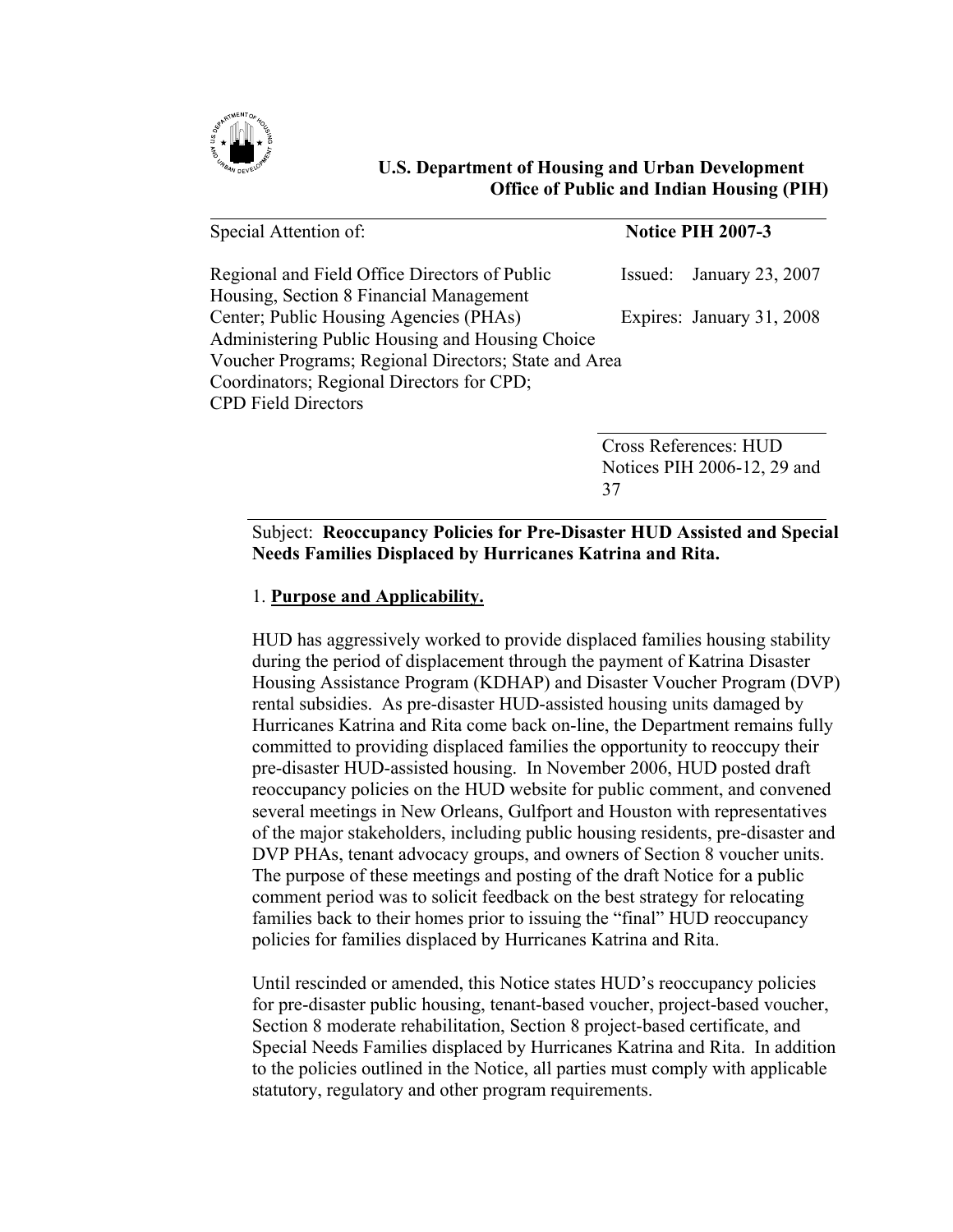**U.S. Department of Housing and Urban Development**
**Office of Public and Indian Housing (PIH)**

| Special Attention of: | **Notice PIH 2007-3** |
|---|---|
| Regional and Field Office Directors of Public Housing, Section 8 Financial Management Center; Public Housing Agencies (PHAs) Administering Public Housing and Housing Choice Voucher Programs; Regional Directors; State and Area Coordinators; Regional Directors for CPD; CPD Field Directors | Issued: January 23, 2007<br><br>Expires: January 31, 2008 |
| | Cross References: HUD Notices PIH 2006-12, 29 and 37 |

Subject: **Reoccupancy Policies for Pre-Disaster HUD Assisted and Special Needs Families Displaced by Hurricanes Katrina and Rita.**

1. **Purpose and Applicability.**

HUD has aggressively worked to provide displaced families housing stability during the period of displacement through the payment of Katrina Disaster Housing Assistance Program (KDHAP) and Disaster Voucher Program (DVP) rental subsidies. As pre-disaster HUD-assisted housing units damaged by Hurricanes Katrina and Rita come back on-line, the Department remains fully committed to providing displaced families the opportunity to reoccupy their pre-disaster HUD-assisted housing. In November 2006, HUD posted draft reoccupancy policies on the HUD website for public comment, and convened several meetings in New Orleans, Gulfport and Houston with representatives of the major stakeholders, including public housing residents, pre-disaster and DVP PHAs, tenant advocacy groups, and owners of Section 8 voucher units. The purpose of these meetings and posting of the draft Notice for a public comment period was to solicit feedback on the best strategy for relocating families back to their homes prior to issuing the "final" HUD reoccupancy policies for families displaced by Hurricanes Katrina and Rita.

Until rescinded or amended, this Notice states HUD's reoccupancy policies for pre-disaster public housing, tenant-based voucher, project-based voucher, Section 8 moderate rehabilitation, Section 8 project-based certificate, and Special Needs Families displaced by Hurricanes Katrina and Rita. In addition to the policies outlined in the Notice, all parties must comply with applicable statutory, regulatory and other program requirements.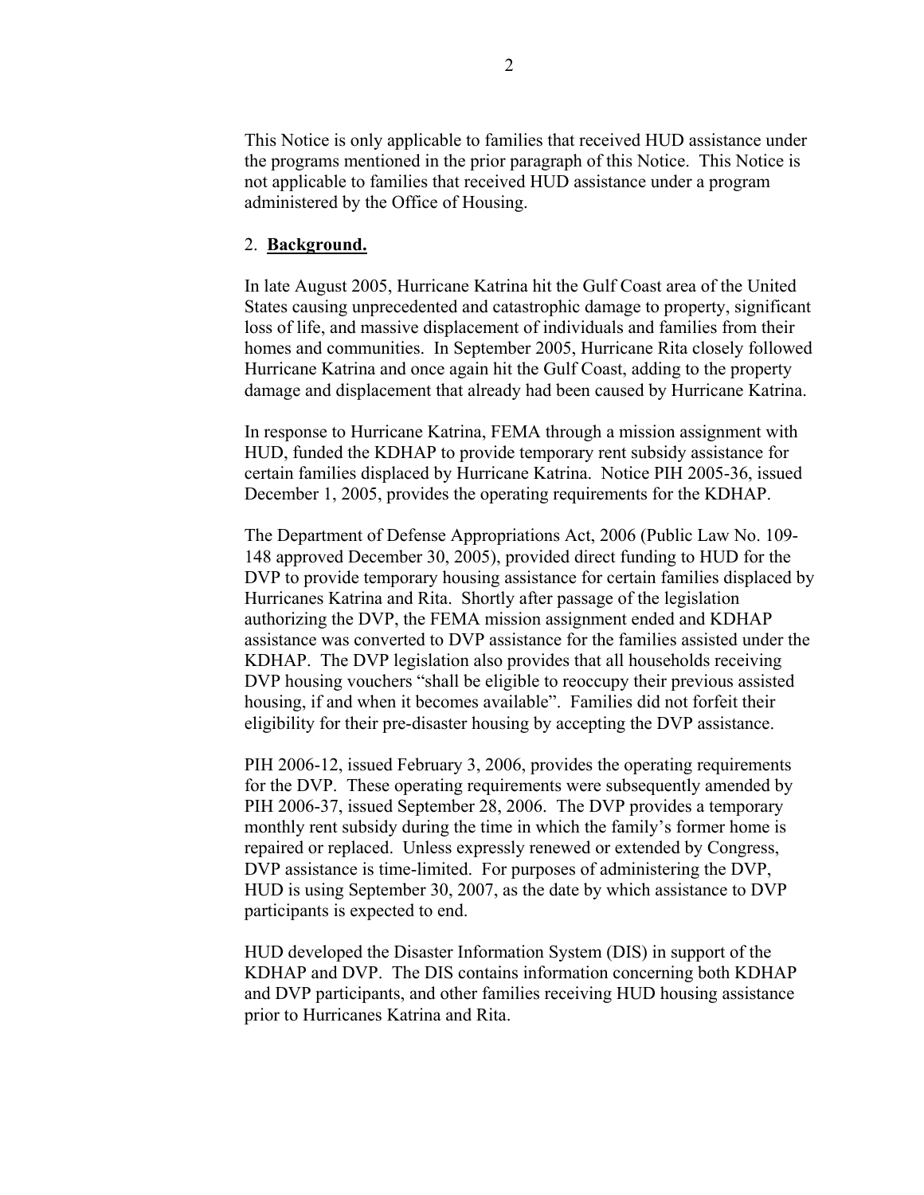This Notice is only applicable to families that received HUD assistance under the programs mentioned in the prior paragraph of this Notice. This Notice is not applicable to families that received HUD assistance under a program administered by the Office of Housing.

2. **Background.**

In late August 2005, Hurricane Katrina hit the Gulf Coast area of the United States causing unprecedented and catastrophic damage to property, significant loss of life, and massive displacement of individuals and families from their homes and communities. In September 2005, Hurricane Rita closely followed Hurricane Katrina and once again hit the Gulf Coast, adding to the property damage and displacement that already had been caused by Hurricane Katrina.

In response to Hurricane Katrina, FEMA through a mission assignment with HUD, funded the KDHAP to provide temporary rent subsidy assistance for certain families displaced by Hurricane Katrina. Notice PIH 2005-36, issued December 1, 2005, provides the operating requirements for the KDHAP.

The Department of Defense Appropriations Act, 2006 (Public Law No. 109-148 approved December 30, 2005), provided direct funding to HUD for the DVP to provide temporary housing assistance for certain families displaced by Hurricanes Katrina and Rita. Shortly after passage of the legislation authorizing the DVP, the FEMA mission assignment ended and KDHAP assistance was converted to DVP assistance for the families assisted under the KDHAP. The DVP legislation also provides that all households receiving DVP housing vouchers "shall be eligible to reoccupy their previous assisted housing, if and when it becomes available". Families did not forfeit their eligibility for their pre-disaster housing by accepting the DVP assistance.

PIH 2006-12, issued February 3, 2006, provides the operating requirements for the DVP. These operating requirements were subsequently amended by PIH 2006-37, issued September 28, 2006. The DVP provides a temporary monthly rent subsidy during the time in which the family's former home is repaired or replaced. Unless expressly renewed or extended by Congress, DVP assistance is time-limited. For purposes of administering the DVP, HUD is using September 30, 2007, as the date by which assistance to DVP participants is expected to end.

HUD developed the Disaster Information System (DIS) in support of the KDHAP and DVP. The DIS contains information concerning both KDHAP and DVP participants, and other families receiving HUD housing assistance prior to Hurricanes Katrina and Rita.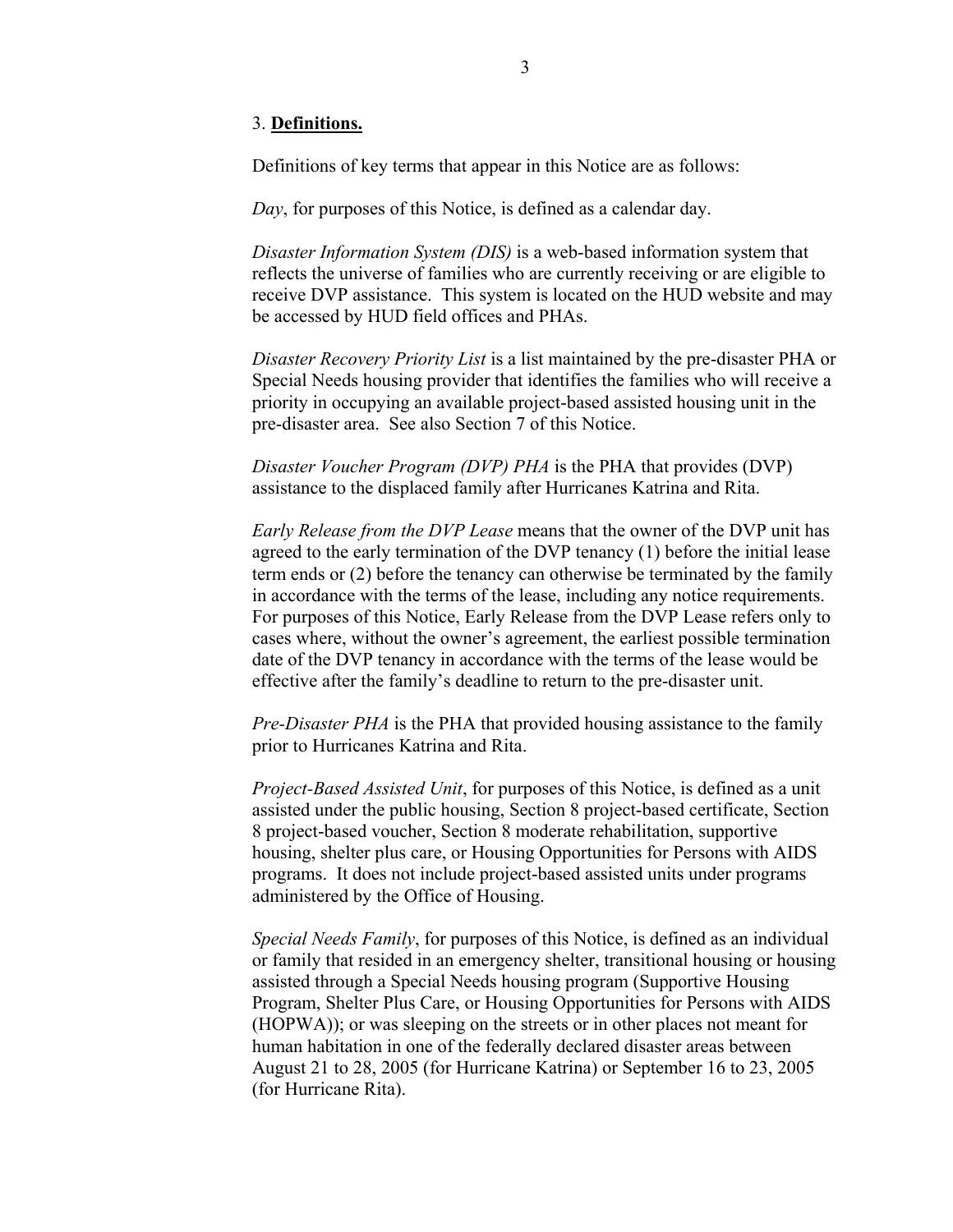## 3. **Definitions.**

Definitions of key terms that appear in this Notice are as follows:

*Day*, for purposes of this Notice, is defined as a calendar day.

*Disaster Information System (DIS)* is a web-based information system that reflects the universe of families who are currently receiving or are eligible to receive DVP assistance. This system is located on the HUD website and may be accessed by HUD field offices and PHAs.

*Disaster Recovery Priority List* is a list maintained by the pre-disaster PHA or Special Needs housing provider that identifies the families who will receive a priority in occupying an available project-based assisted housing unit in the pre-disaster area. See also Section 7 of this Notice.

*Disaster Voucher Program (DVP) PHA* is the PHA that provides (DVP) assistance to the displaced family after Hurricanes Katrina and Rita.

*Early Release from the DVP Lease* means that the owner of the DVP unit has agreed to the early termination of the DVP tenancy (1) before the initial lease term ends or (2) before the tenancy can otherwise be terminated by the family in accordance with the terms of the lease, including any notice requirements. For purposes of this Notice, Early Release from the DVP Lease refers only to cases where, without the owner's agreement, the earliest possible termination date of the DVP tenancy in accordance with the terms of the lease would be effective after the family's deadline to return to the pre-disaster unit.

*Pre-Disaster PHA* is the PHA that provided housing assistance to the family prior to Hurricanes Katrina and Rita.

*Project-Based Assisted Unit*, for purposes of this Notice, is defined as a unit assisted under the public housing, Section 8 project-based certificate, Section 8 project-based voucher, Section 8 moderate rehabilitation, supportive housing, shelter plus care, or Housing Opportunities for Persons with AIDS programs. It does not include project-based assisted units under programs administered by the Office of Housing.

*Special Needs Family*, for purposes of this Notice, is defined as an individual or family that resided in an emergency shelter, transitional housing or housing assisted through a Special Needs housing program (Supportive Housing Program, Shelter Plus Care, or Housing Opportunities for Persons with AIDS (HOPWA)); or was sleeping on the streets or in other places not meant for human habitation in one of the federally declared disaster areas between August 21 to 28, 2005 (for Hurricane Katrina) or September 16 to 23, 2005 (for Hurricane Rita).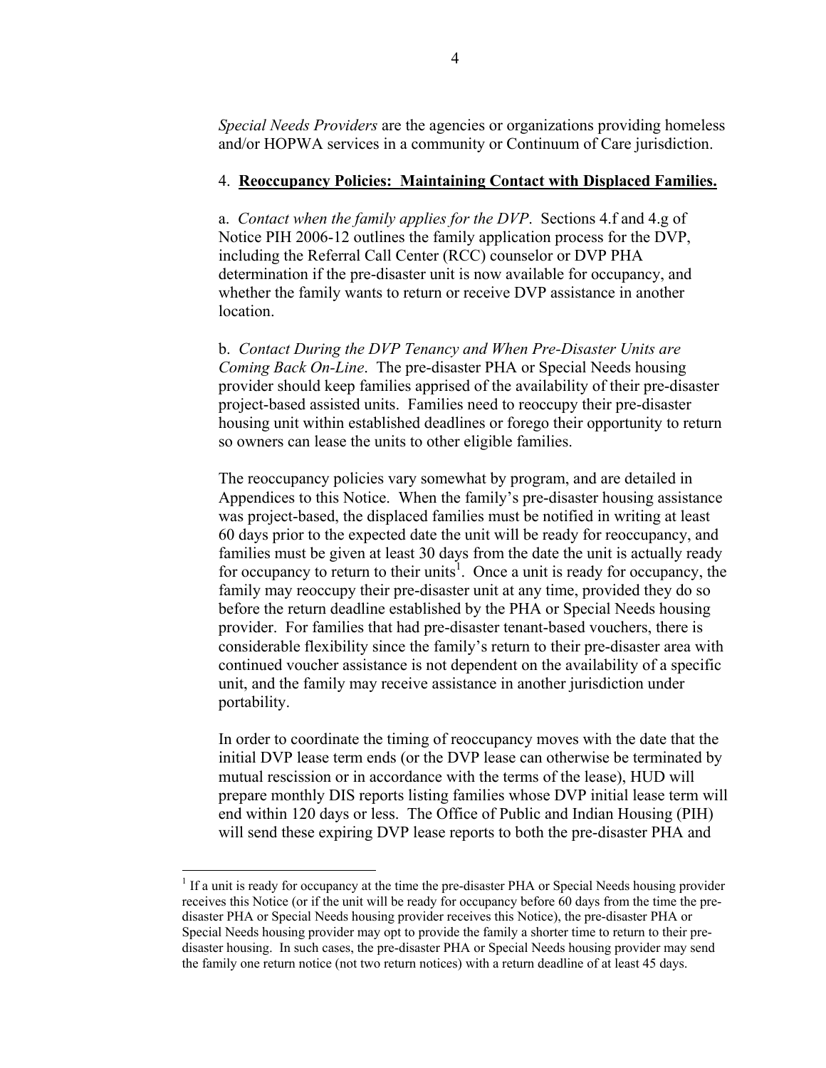*Special Needs Providers* are the agencies or organizations providing homeless and/or HOPWA services in a community or Continuum of Care jurisdiction.

4. **Reoccupancy Policies: Maintaining Contact with Displaced Families.**

a. *Contact when the family applies for the DVP*. Sections 4.f and 4.g of Notice PIH 2006-12 outlines the family application process for the DVP, including the Referral Call Center (RCC) counselor or DVP PHA determination if the pre-disaster unit is now available for occupancy, and whether the family wants to return or receive DVP assistance in another location.

b. *Contact During the DVP Tenancy and When Pre-Disaster Units are Coming Back On-Line*. The pre-disaster PHA or Special Needs housing provider should keep families apprised of the availability of their pre-disaster project-based assisted units. Families need to reoccupy their pre-disaster housing unit within established deadlines or forego their opportunity to return so owners can lease the units to other eligible families.

The reoccupancy policies vary somewhat by program, and are detailed in Appendices to this Notice. When the family's pre-disaster housing assistance was project-based, the displaced families must be notified in writing at least 60 days prior to the expected date the unit will be ready for reoccupancy, and families must be given at least 30 days from the date the unit is actually ready for occupancy to return to their units[1]. Once a unit is ready for occupancy, the family may reoccupy their pre-disaster unit at any time, provided they do so before the return deadline established by the PHA or Special Needs housing provider. For families that had pre-disaster tenant-based vouchers, there is considerable flexibility since the family's return to their pre-disaster area with continued voucher assistance is not dependent on the availability of a specific unit, and the family may receive assistance in another jurisdiction under portability.

In order to coordinate the timing of reoccupancy moves with the date that the initial DVP lease term ends (or the DVP lease can otherwise be terminated by mutual rescission or in accordance with the terms of the lease), HUD will prepare monthly DIS reports listing families whose DVP initial lease term will end within 120 days or less. The Office of Public and Indian Housing (PIH) will send these expiring DVP lease reports to both the pre-disaster PHA and

---

[1] If a unit is ready for occupancy at the time the pre-disaster PHA or Special Needs housing provider receives this Notice (or if the unit will be ready for occupancy before 60 days from the time the pre-disaster PHA or Special Needs housing provider receives this Notice), the pre-disaster PHA or Special Needs housing provider may opt to provide the family a shorter time to return to their pre-disaster housing. In such cases, the pre-disaster PHA or Special Needs housing provider may send the family one return notice (not two return notices) with a return deadline of at least 45 days.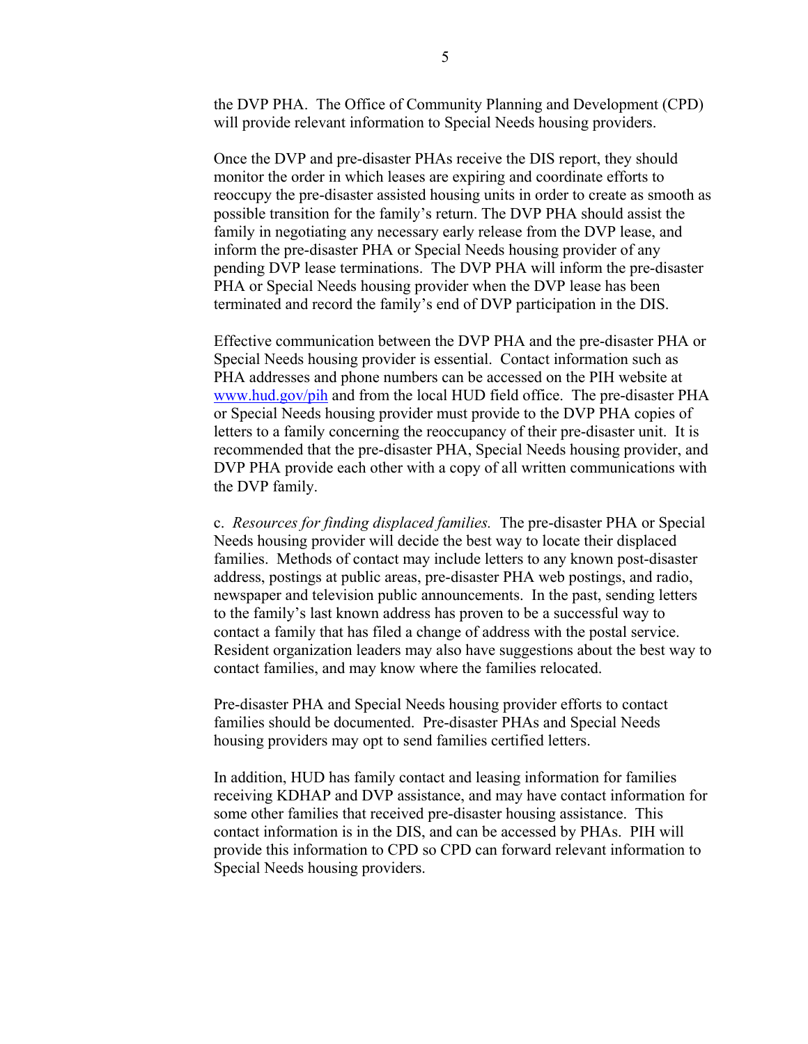the DVP PHA. The Office of Community Planning and Development (CPD) will provide relevant information to Special Needs housing providers.

Once the DVP and pre-disaster PHAs receive the DIS report, they should monitor the order in which leases are expiring and coordinate efforts to reoccupy the pre-disaster assisted housing units in order to create as smooth as possible transition for the family's return. The DVP PHA should assist the family in negotiating any necessary early release from the DVP lease, and inform the pre-disaster PHA or Special Needs housing provider of any pending DVP lease terminations. The DVP PHA will inform the pre-disaster PHA or Special Needs housing provider when the DVP lease has been terminated and record the family's end of DVP participation in the DIS.

Effective communication between the DVP PHA and the pre-disaster PHA or Special Needs housing provider is essential. Contact information such as PHA addresses and phone numbers can be accessed on the PIH website at [www.hud.gov/pih](http://www.hud.gov/pih) and from the local HUD field office. The pre-disaster PHA or Special Needs housing provider must provide to the DVP PHA copies of letters to a family concerning the reoccupancy of their pre-disaster unit. It is recommended that the pre-disaster PHA, Special Needs housing provider, and DVP PHA provide each other with a copy of all written communications with the DVP family.

c. *Resources for finding displaced families.* The pre-disaster PHA or Special Needs housing provider will decide the best way to locate their displaced families. Methods of contact may include letters to any known post-disaster address, postings at public areas, pre-disaster PHA web postings, and radio, newspaper and television public announcements. In the past, sending letters to the family's last known address has proven to be a successful way to contact a family that has filed a change of address with the postal service. Resident organization leaders may also have suggestions about the best way to contact families, and may know where the families relocated.

Pre-disaster PHA and Special Needs housing provider efforts to contact families should be documented. Pre-disaster PHAs and Special Needs housing providers may opt to send families certified letters.

In addition, HUD has family contact and leasing information for families receiving KDHAP and DVP assistance, and may have contact information for some other families that received pre-disaster housing assistance. This contact information is in the DIS, and can be accessed by PHAs. PIH will provide this information to CPD so CPD can forward relevant information to Special Needs housing providers.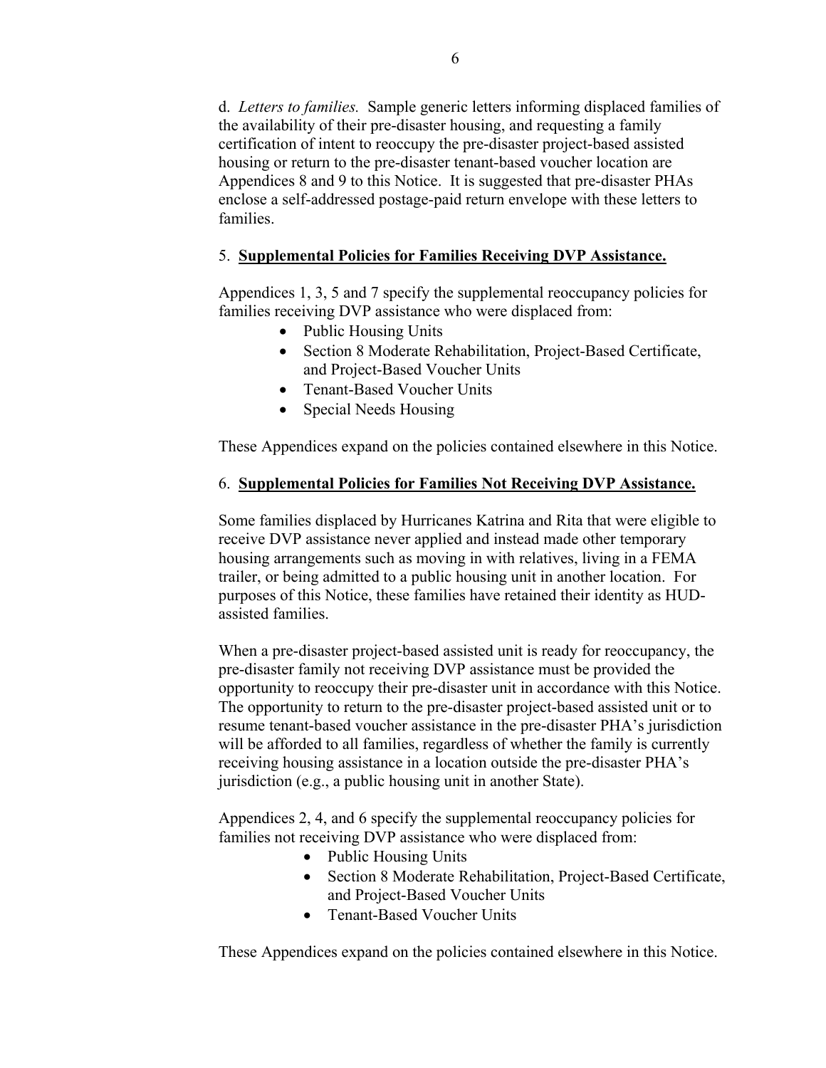d. *Letters to families.* Sample generic letters informing displaced families of the availability of their pre-disaster housing, and requesting a family certification of intent to reoccupy the pre-disaster project-based assisted housing or return to the pre-disaster tenant-based voucher location are Appendices 8 and 9 to this Notice. It is suggested that pre-disaster PHAs enclose a self-addressed postage-paid return envelope with these letters to families.

5. **Supplemental Policies for Families Receiving DVP Assistance.**

Appendices 1, 3, 5 and 7 specify the supplemental reoccupancy policies for families receiving DVP assistance who were displaced from:

- Public Housing Units
- Section 8 Moderate Rehabilitation, Project-Based Certificate, and Project-Based Voucher Units
- Tenant-Based Voucher Units
- Special Needs Housing

These Appendices expand on the policies contained elsewhere in this Notice.

6. **Supplemental Policies for Families Not Receiving DVP Assistance.**

Some families displaced by Hurricanes Katrina and Rita that were eligible to receive DVP assistance never applied and instead made other temporary housing arrangements such as moving in with relatives, living in a FEMA trailer, or being admitted to a public housing unit in another location. For purposes of this Notice, these families have retained their identity as HUD-assisted families.

When a pre-disaster project-based assisted unit is ready for reoccupancy, the pre-disaster family not receiving DVP assistance must be provided the opportunity to reoccupy their pre-disaster unit in accordance with this Notice. The opportunity to return to the pre-disaster project-based assisted unit or to resume tenant-based voucher assistance in the pre-disaster PHA's jurisdiction will be afforded to all families, regardless of whether the family is currently receiving housing assistance in a location outside the pre-disaster PHA's jurisdiction (e.g., a public housing unit in another State).

Appendices 2, 4, and 6 specify the supplemental reoccupancy policies for families not receiving DVP assistance who were displaced from:

- Public Housing Units
- Section 8 Moderate Rehabilitation, Project-Based Certificate, and Project-Based Voucher Units
- Tenant-Based Voucher Units

These Appendices expand on the policies contained elsewhere in this Notice.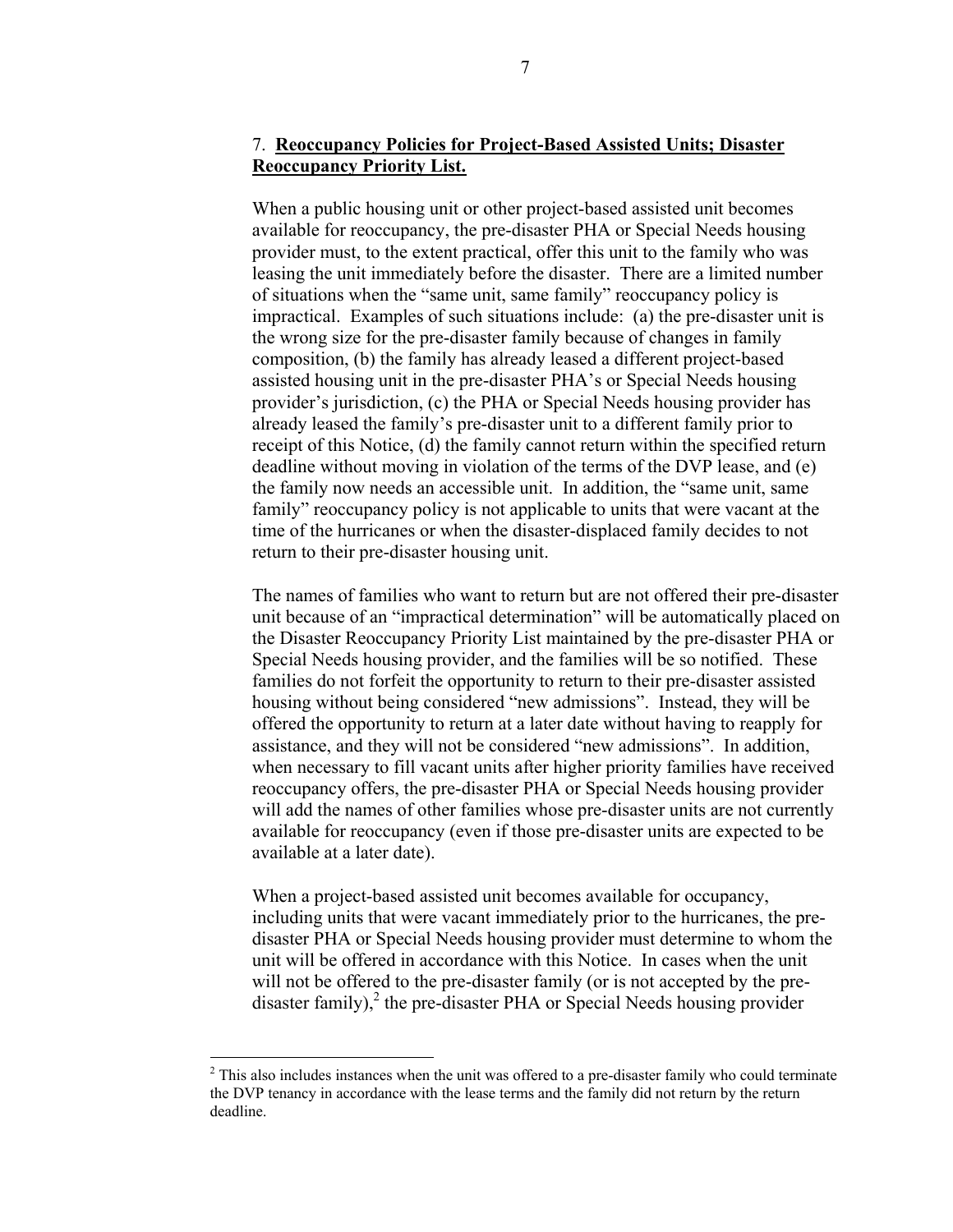## 7. **Reoccupancy Policies for Project-Based Assisted Units; Disaster Reoccupancy Priority List.**

When a public housing unit or other project-based assisted unit becomes available for reoccupancy, the pre-disaster PHA or Special Needs housing provider must, to the extent practical, offer this unit to the family who was leasing the unit immediately before the disaster. There are a limited number of situations when the "same unit, same family" reoccupancy policy is impractical. Examples of such situations include: (a) the pre-disaster unit is the wrong size for the pre-disaster family because of changes in family composition, (b) the family has already leased a different project-based assisted housing unit in the pre-disaster PHA's or Special Needs housing provider's jurisdiction, (c) the PHA or Special Needs housing provider has already leased the family's pre-disaster unit to a different family prior to receipt of this Notice, (d) the family cannot return within the specified return deadline without moving in violation of the terms of the DVP lease, and (e) the family now needs an accessible unit. In addition, the "same unit, same family" reoccupancy policy is not applicable to units that were vacant at the time of the hurricanes or when the disaster-displaced family decides to not return to their pre-disaster housing unit.

The names of families who want to return but are not offered their pre-disaster unit because of an "impractical determination" will be automatically placed on the Disaster Reoccupancy Priority List maintained by the pre-disaster PHA or Special Needs housing provider, and the families will be so notified. These families do not forfeit the opportunity to return to their pre-disaster assisted housing without being considered "new admissions". Instead, they will be offered the opportunity to return at a later date without having to reapply for assistance, and they will not be considered "new admissions". In addition, when necessary to fill vacant units after higher priority families have received reoccupancy offers, the pre-disaster PHA or Special Needs housing provider will add the names of other families whose pre-disaster units are not currently available for reoccupancy (even if those pre-disaster units are expected to be available at a later date).

When a project-based assisted unit becomes available for occupancy, including units that were vacant immediately prior to the hurricanes, the pre-disaster PHA or Special Needs housing provider must determine to whom the unit will be offered in accordance with this Notice. In cases when the unit will not be offered to the pre-disaster family (or is not accepted by the pre-disaster family),[2] the pre-disaster PHA or Special Needs housing provider

[2] This also includes instances when the unit was offered to a pre-disaster family who could terminate the DVP tenancy in accordance with the lease terms and the family did not return by the return deadline.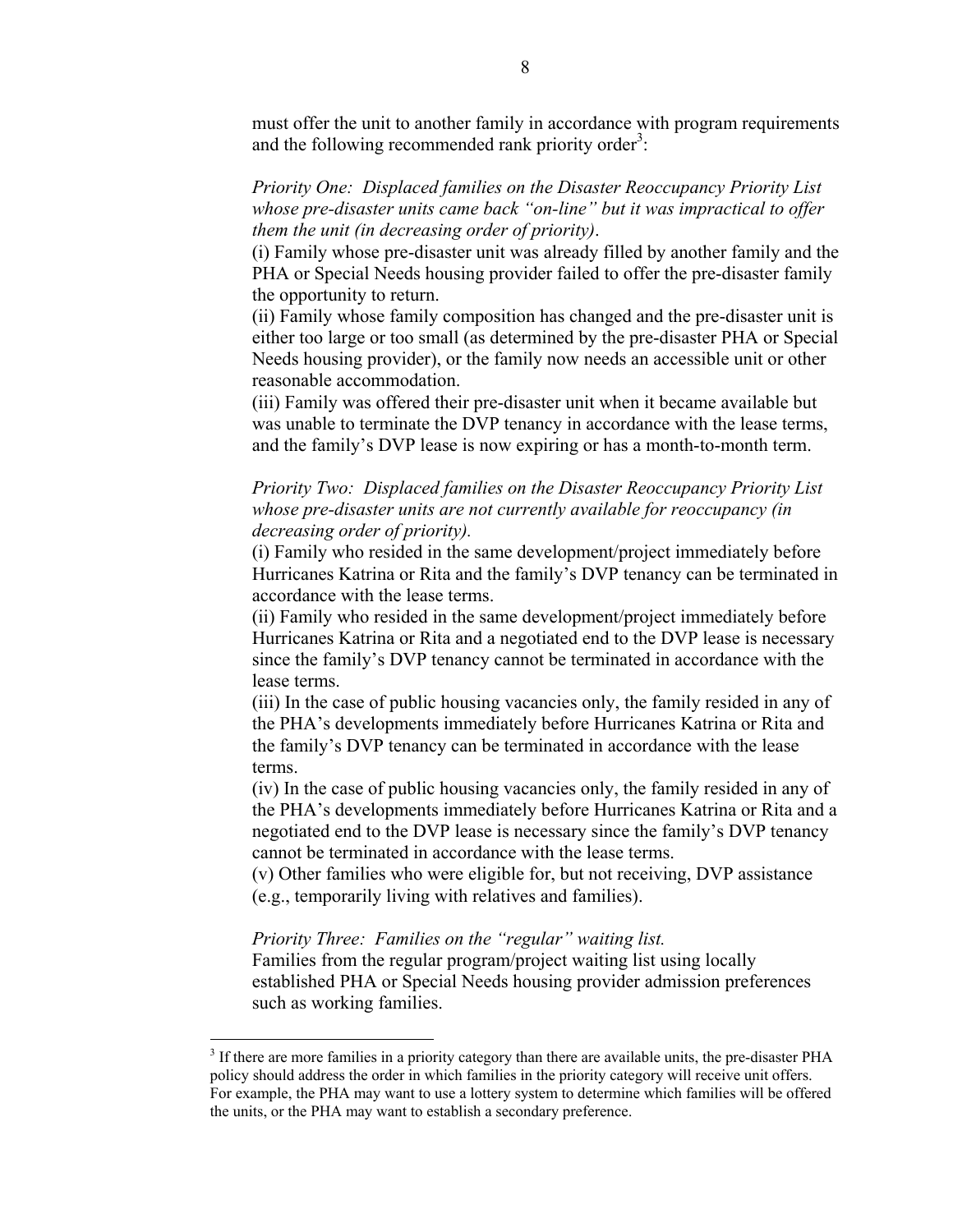must offer the unit to another family in accordance with program requirements and the following recommended rank priority order[3]:

*Priority One: Displaced families on the Disaster Reoccupancy Priority List whose pre-disaster units came back "on-line" but it was impractical to offer them the unit (in decreasing order of priority).*

(i) Family whose pre-disaster unit was already filled by another family and the PHA or Special Needs housing provider failed to offer the pre-disaster family the opportunity to return.

(ii) Family whose family composition has changed and the pre-disaster unit is either too large or too small (as determined by the pre-disaster PHA or Special Needs housing provider), or the family now needs an accessible unit or other reasonable accommodation.

(iii) Family was offered their pre-disaster unit when it became available but was unable to terminate the DVP tenancy in accordance with the lease terms, and the family's DVP lease is now expiring or has a month-to-month term.

*Priority Two: Displaced families on the Disaster Reoccupancy Priority List whose pre-disaster units are not currently available for reoccupancy (in decreasing order of priority).*

(i) Family who resided in the same development/project immediately before Hurricanes Katrina or Rita and the family's DVP tenancy can be terminated in accordance with the lease terms.

(ii) Family who resided in the same development/project immediately before Hurricanes Katrina or Rita and a negotiated end to the DVP lease is necessary since the family's DVP tenancy cannot be terminated in accordance with the lease terms.

(iii) In the case of public housing vacancies only, the family resided in any of the PHA's developments immediately before Hurricanes Katrina or Rita and the family's DVP tenancy can be terminated in accordance with the lease terms.

(iv) In the case of public housing vacancies only, the family resided in any of the PHA's developments immediately before Hurricanes Katrina or Rita and a negotiated end to the DVP lease is necessary since the family's DVP tenancy cannot be terminated in accordance with the lease terms.

(v) Other families who were eligible for, but not receiving, DVP assistance (e.g., temporarily living with relatives and families).

*Priority Three: Families on the "regular" waiting list.*

Families from the regular program/project waiting list using locally established PHA or Special Needs housing provider admission preferences such as working families.

---

[3] If there are more families in a priority category than there are available units, the pre-disaster PHA policy should address the order in which families in the priority category will receive unit offers. For example, the PHA may want to use a lottery system to determine which families will be offered the units, or the PHA may want to establish a secondary preference.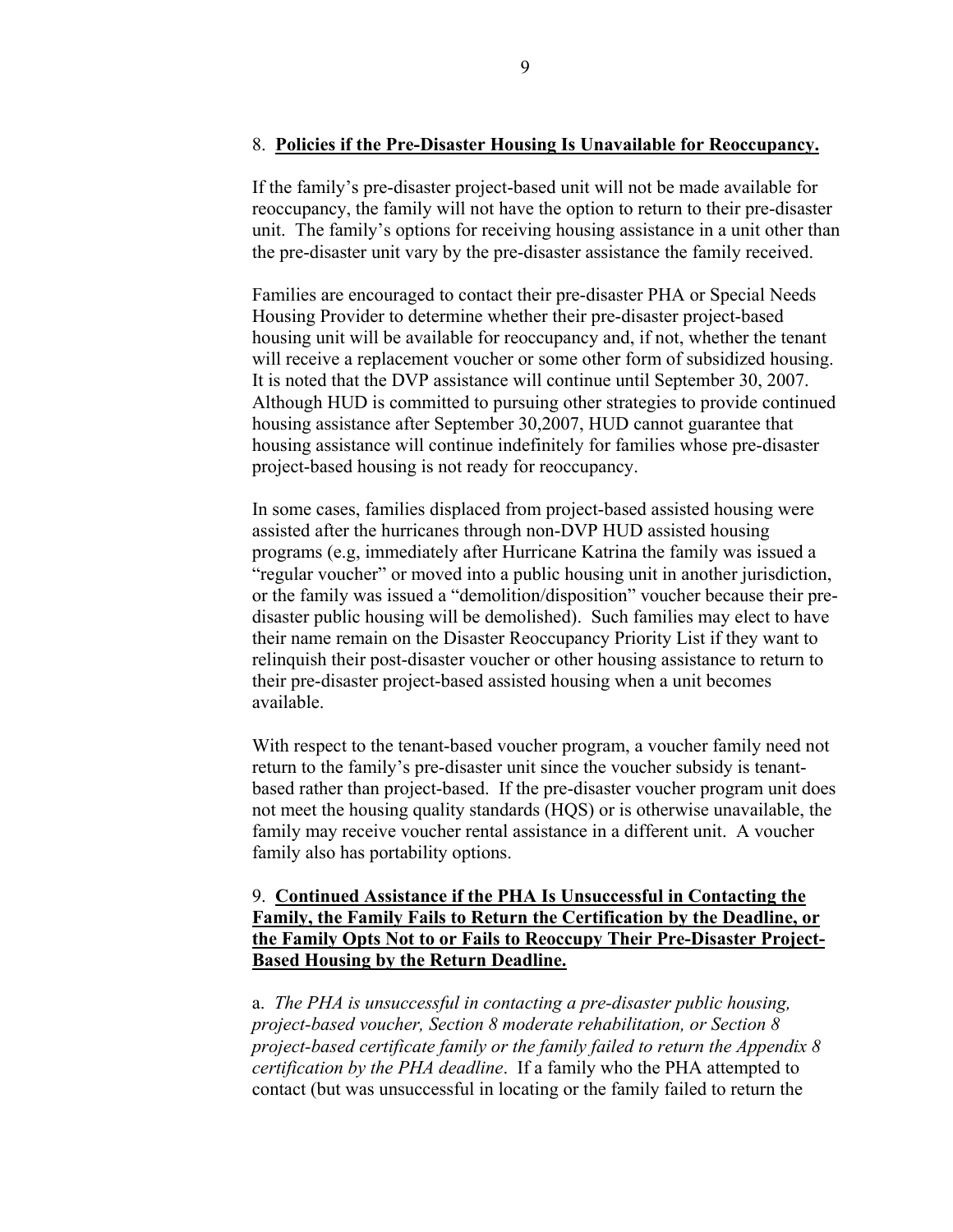8. **Policies if the Pre-Disaster Housing Is Unavailable for Reoccupancy.**

If the family's pre-disaster project-based unit will not be made available for reoccupancy, the family will not have the option to return to their pre-disaster unit. The family's options for receiving housing assistance in a unit other than the pre-disaster unit vary by the pre-disaster assistance the family received.

Families are encouraged to contact their pre-disaster PHA or Special Needs Housing Provider to determine whether their pre-disaster project-based housing unit will be available for reoccupancy and, if not, whether the tenant will receive a replacement voucher or some other form of subsidized housing. It is noted that the DVP assistance will continue until September 30, 2007. Although HUD is committed to pursuing other strategies to provide continued housing assistance after September 30,2007, HUD cannot guarantee that housing assistance will continue indefinitely for families whose pre-disaster project-based housing is not ready for reoccupancy.

In some cases, families displaced from project-based assisted housing were assisted after the hurricanes through non-DVP HUD assisted housing programs (e.g, immediately after Hurricane Katrina the family was issued a "regular voucher" or moved into a public housing unit in another jurisdiction, or the family was issued a "demolition/disposition" voucher because their pre-disaster public housing will be demolished). Such families may elect to have their name remain on the Disaster Reoccupancy Priority List if they want to relinquish their post-disaster voucher or other housing assistance to return to their pre-disaster project-based assisted housing when a unit becomes available.

With respect to the tenant-based voucher program, a voucher family need not return to the family's pre-disaster unit since the voucher subsidy is tenant-based rather than project-based. If the pre-disaster voucher program unit does not meet the housing quality standards (HQS) or is otherwise unavailable, the family may receive voucher rental assistance in a different unit. A voucher family also has portability options.

9. **Continued Assistance if the PHA Is Unsuccessful in Contacting the Family, the Family Fails to Return the Certification by the Deadline, or the Family Opts Not to or Fails to Reoccupy Their Pre-Disaster Project-Based Housing by the Return Deadline.**

a. *The PHA is unsuccessful in contacting a pre-disaster public housing, project-based voucher, Section 8 moderate rehabilitation, or Section 8 project-based certificate family or the family failed to return the Appendix 8 certification by the PHA deadline*. If a family who the PHA attempted to contact (but was unsuccessful in locating or the family failed to return the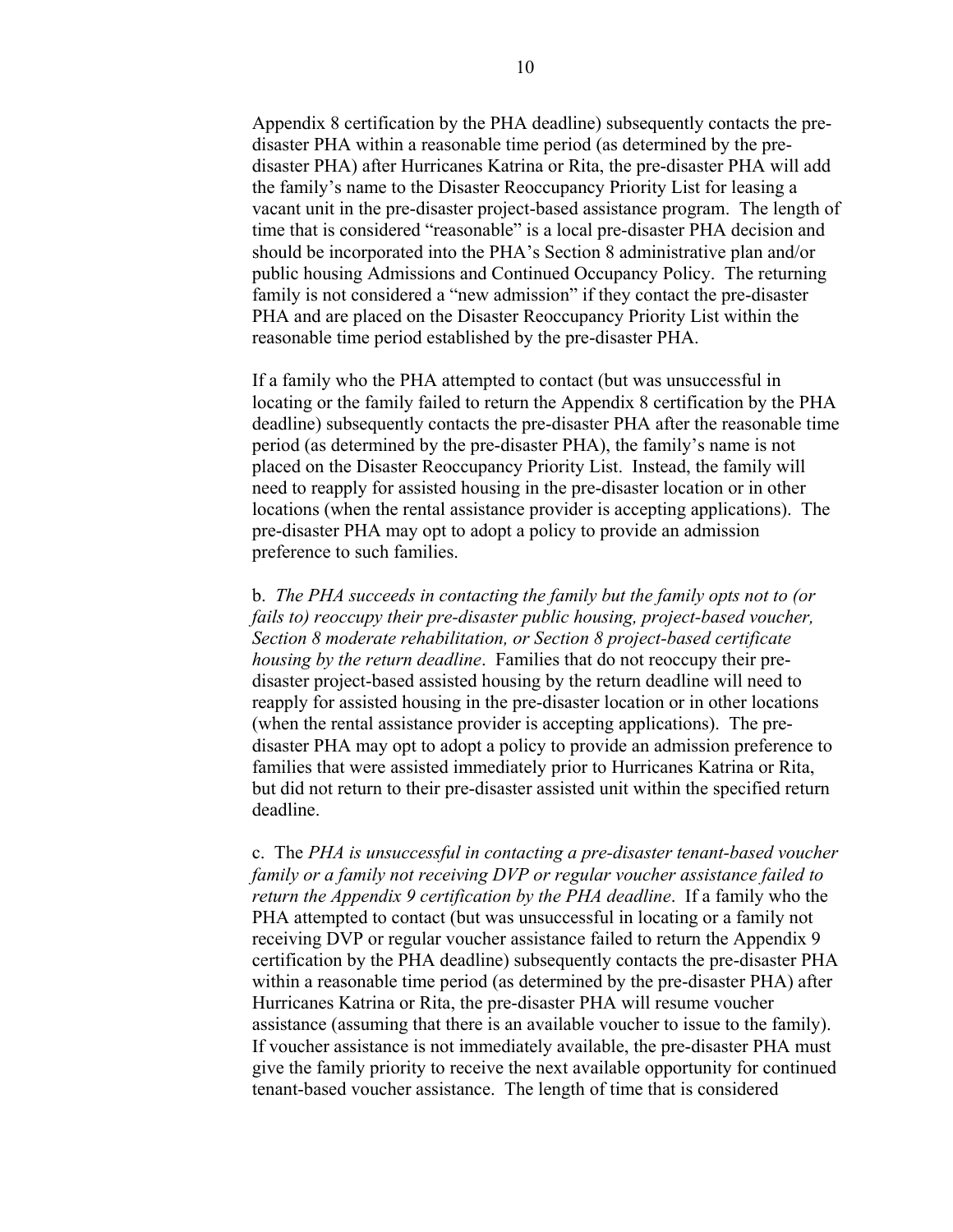Appendix 8 certification by the PHA deadline) subsequently contacts the pre-disaster PHA within a reasonable time period (as determined by the pre-disaster PHA) after Hurricanes Katrina or Rita, the pre-disaster PHA will add the family's name to the Disaster Reoccupancy Priority List for leasing a vacant unit in the pre-disaster project-based assistance program. The length of time that is considered "reasonable" is a local pre-disaster PHA decision and should be incorporated into the PHA's Section 8 administrative plan and/or public housing Admissions and Continued Occupancy Policy. The returning family is not considered a "new admission" if they contact the pre-disaster PHA and are placed on the Disaster Reoccupancy Priority List within the reasonable time period established by the pre-disaster PHA.

If a family who the PHA attempted to contact (but was unsuccessful in locating or the family failed to return the Appendix 8 certification by the PHA deadline) subsequently contacts the pre-disaster PHA after the reasonable time period (as determined by the pre-disaster PHA), the family's name is not placed on the Disaster Reoccupancy Priority List. Instead, the family will need to reapply for assisted housing in the pre-disaster location or in other locations (when the rental assistance provider is accepting applications). The pre-disaster PHA may opt to adopt a policy to provide an admission preference to such families.

b. *The PHA succeeds in contacting the family but the family opts not to (or fails to) reoccupy their pre-disaster public housing, project-based voucher, Section 8 moderate rehabilitation, or Section 8 project-based certificate housing by the return deadline*. Families that do not reoccupy their pre-disaster project-based assisted housing by the return deadline will need to reapply for assisted housing in the pre-disaster location or in other locations (when the rental assistance provider is accepting applications). The pre-disaster PHA may opt to adopt a policy to provide an admission preference to families that were assisted immediately prior to Hurricanes Katrina or Rita, but did not return to their pre-disaster assisted unit within the specified return deadline.

c. The *PHA is unsuccessful in contacting a pre-disaster tenant-based voucher family or a family not receiving DVP or regular voucher assistance failed to return the Appendix 9 certification by the PHA deadline*. If a family who the PHA attempted to contact (but was unsuccessful in locating or a family not receiving DVP or regular voucher assistance failed to return the Appendix 9 certification by the PHA deadline) subsequently contacts the pre-disaster PHA within a reasonable time period (as determined by the pre-disaster PHA) after Hurricanes Katrina or Rita, the pre-disaster PHA will resume voucher assistance (assuming that there is an available voucher to issue to the family). If voucher assistance is not immediately available, the pre-disaster PHA must give the family priority to receive the next available opportunity for continued tenant-based voucher assistance. The length of time that is considered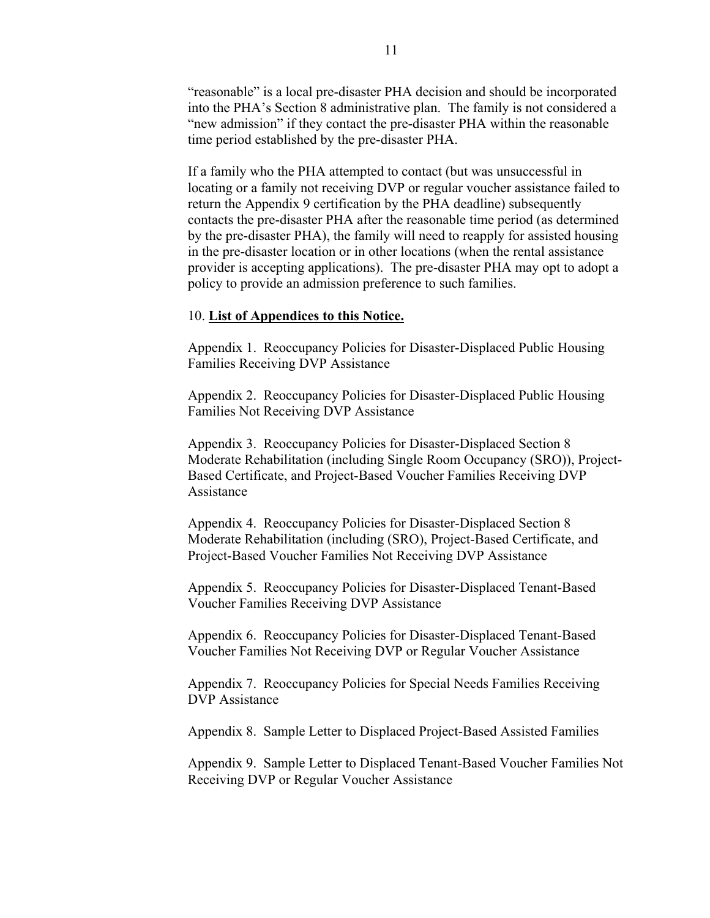"reasonable" is a local pre-disaster PHA decision and should be incorporated into the PHA's Section 8 administrative plan. The family is not considered a "new admission" if they contact the pre-disaster PHA within the reasonable time period established by the pre-disaster PHA.

If a family who the PHA attempted to contact (but was unsuccessful in locating or a family not receiving DVP or regular voucher assistance failed to return the Appendix 9 certification by the PHA deadline) subsequently contacts the pre-disaster PHA after the reasonable time period (as determined by the pre-disaster PHA), the family will need to reapply for assisted housing in the pre-disaster location or in other locations (when the rental assistance provider is accepting applications). The pre-disaster PHA may opt to adopt a policy to provide an admission preference to such families.

10. **List of Appendices to this Notice.**

Appendix 1. Reoccupancy Policies for Disaster-Displaced Public Housing Families Receiving DVP Assistance

Appendix 2. Reoccupancy Policies for Disaster-Displaced Public Housing Families Not Receiving DVP Assistance

Appendix 3. Reoccupancy Policies for Disaster-Displaced Section 8 Moderate Rehabilitation (including Single Room Occupancy (SRO)), Project-Based Certificate, and Project-Based Voucher Families Receiving DVP Assistance

Appendix 4. Reoccupancy Policies for Disaster-Displaced Section 8 Moderate Rehabilitation (including (SRO), Project-Based Certificate, and Project-Based Voucher Families Not Receiving DVP Assistance

Appendix 5. Reoccupancy Policies for Disaster-Displaced Tenant-Based Voucher Families Receiving DVP Assistance

Appendix 6. Reoccupancy Policies for Disaster-Displaced Tenant-Based Voucher Families Not Receiving DVP or Regular Voucher Assistance

Appendix 7. Reoccupancy Policies for Special Needs Families Receiving DVP Assistance

Appendix 8. Sample Letter to Displaced Project-Based Assisted Families

Appendix 9. Sample Letter to Displaced Tenant-Based Voucher Families Not Receiving DVP or Regular Voucher Assistance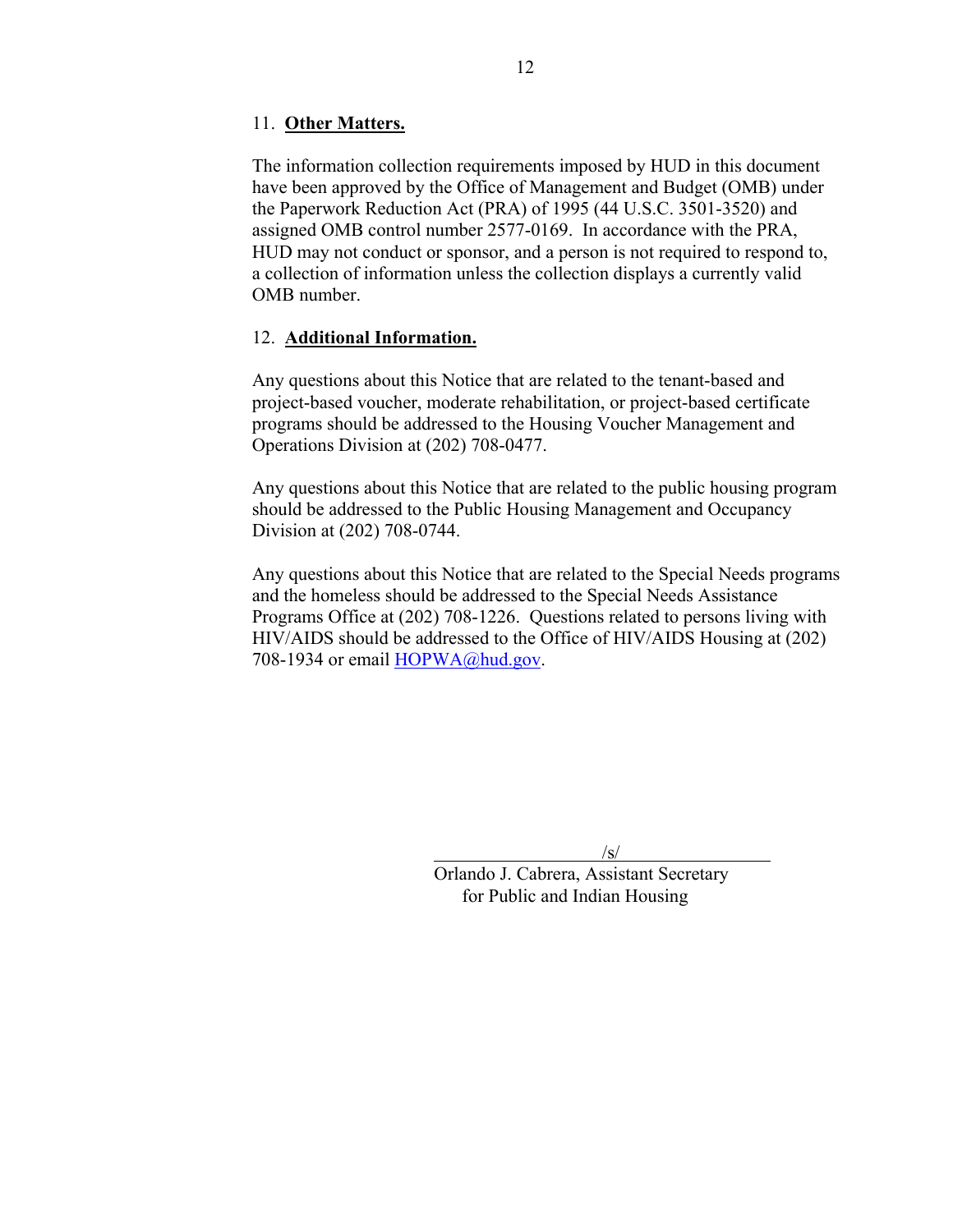11. **Other Matters.**

The information collection requirements imposed by HUD in this document have been approved by the Office of Management and Budget (OMB) under the Paperwork Reduction Act (PRA) of 1995 (44 U.S.C. 3501-3520) and assigned OMB control number 2577-0169. In accordance with the PRA, HUD may not conduct or sponsor, and a person is not required to respond to, a collection of information unless the collection displays a currently valid OMB number.

12. **Additional Information.**

Any questions about this Notice that are related to the tenant-based and project-based voucher, moderate rehabilitation, or project-based certificate programs should be addressed to the Housing Voucher Management and Operations Division at (202) 708-0477.

Any questions about this Notice that are related to the public housing program should be addressed to the Public Housing Management and Occupancy Division at (202) 708-0744.

Any questions about this Notice that are related to the Special Needs programs and the homeless should be addressed to the Special Needs Assistance Programs Office at (202) 708-1226. Questions related to persons living with HIV/AIDS should be addressed to the Office of HIV/AIDS Housing at (202) 708-1934 or email HOPWA@hud.gov.

/s/

Orlando J. Cabrera, Assistant Secretary
for Public and Indian Housing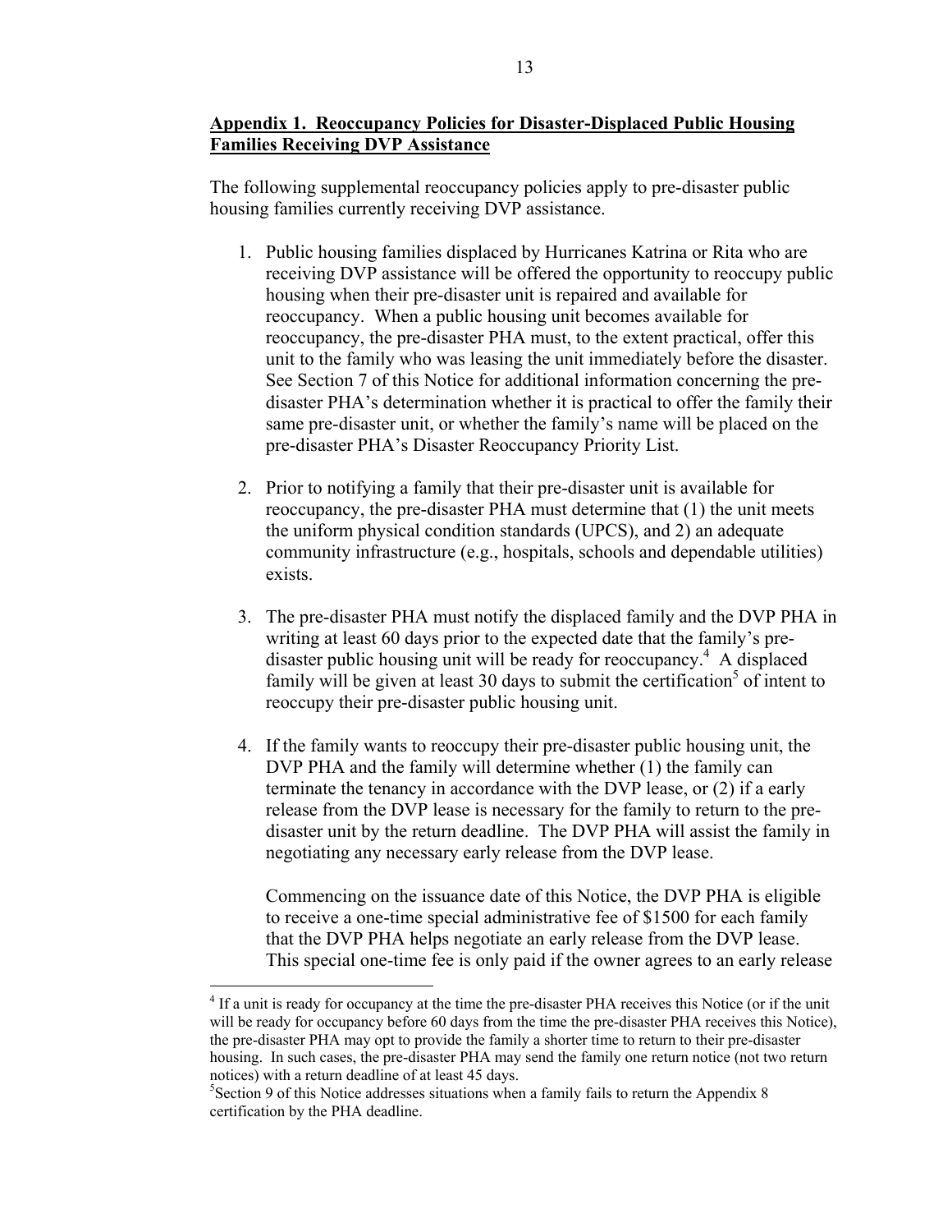## Appendix 1. Reoccupancy Policies for Disaster-Displaced Public Housing Families Receiving DVP Assistance

The following supplemental reoccupancy policies apply to pre-disaster public housing families currently receiving DVP assistance.

1. Public housing families displaced by Hurricanes Katrina or Rita who are receiving DVP assistance will be offered the opportunity to reoccupy public housing when their pre-disaster unit is repaired and available for reoccupancy. When a public housing unit becomes available for reoccupancy, the pre-disaster PHA must, to the extent practical, offer this unit to the family who was leasing the unit immediately before the disaster. See Section 7 of this Notice for additional information concerning the pre-disaster PHA's determination whether it is practical to offer the family their same pre-disaster unit, or whether the family's name will be placed on the pre-disaster PHA's Disaster Reoccupancy Priority List.

2. Prior to notifying a family that their pre-disaster unit is available for reoccupancy, the pre-disaster PHA must determine that (1) the unit meets the uniform physical condition standards (UPCS), and 2) an adequate community infrastructure (e.g., hospitals, schools and dependable utilities) exists.

3. The pre-disaster PHA must notify the displaced family and the DVP PHA in writing at least 60 days prior to the expected date that the family's pre-disaster public housing unit will be ready for reoccupancy.[4] A displaced family will be given at least 30 days to submit the certification[5] of intent to reoccupy their pre-disaster public housing unit.

4. If the family wants to reoccupy their pre-disaster public housing unit, the DVP PHA and the family will determine whether (1) the family can terminate the tenancy in accordance with the DVP lease, or (2) if a early release from the DVP lease is necessary for the family to return to the pre-disaster unit by the return deadline. The DVP PHA will assist the family in negotiating any necessary early release from the DVP lease.

   Commencing on the issuance date of this Notice, the DVP PHA is eligible to receive a one-time special administrative fee of $1500 for each family that the DVP PHA helps negotiate an early release from the DVP lease. This special one-time fee is only paid if the owner agrees to an early release

---

[4] If a unit is ready for occupancy at the time the pre-disaster PHA receives this Notice (or if the unit will be ready for occupancy before 60 days from the time the pre-disaster PHA receives this Notice), the pre-disaster PHA may opt to provide the family a shorter time to return to their pre-disaster housing. In such cases, the pre-disaster PHA may send the family one return notice (not two return notices) with a return deadline of at least 45 days.

[5] Section 9 of this Notice addresses situations when a family fails to return the Appendix 8 certification by the PHA deadline.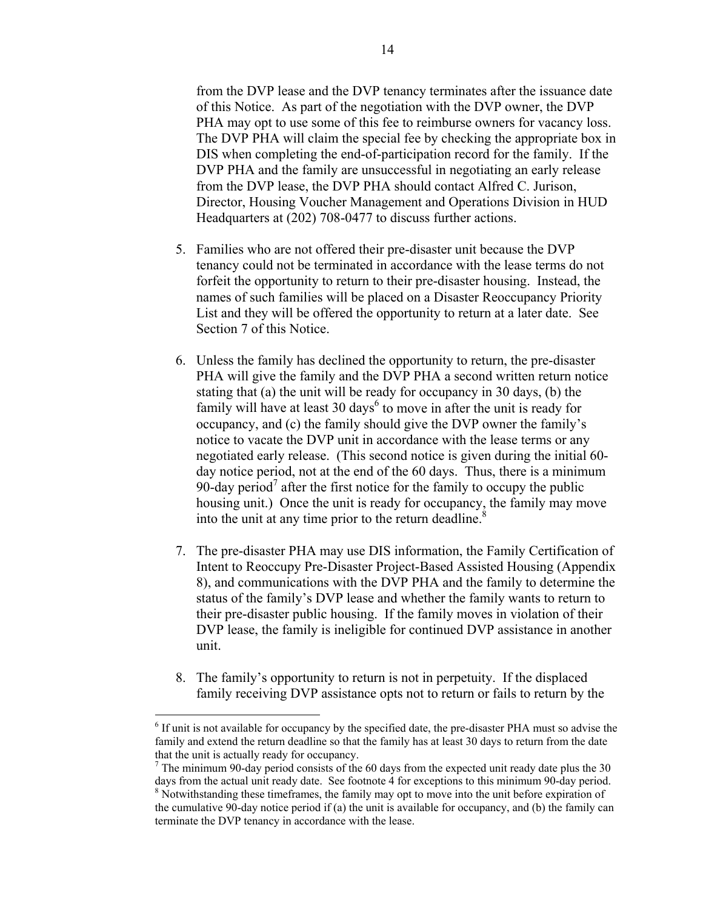from the DVP lease and the DVP tenancy terminates after the issuance date of this Notice. As part of the negotiation with the DVP owner, the DVP PHA may opt to use some of this fee to reimburse owners for vacancy loss. The DVP PHA will claim the special fee by checking the appropriate box in DIS when completing the end-of-participation record for the family. If the DVP PHA and the family are unsuccessful in negotiating an early release from the DVP lease, the DVP PHA should contact Alfred C. Jurison, Director, Housing Voucher Management and Operations Division in HUD Headquarters at (202) 708-0477 to discuss further actions.

5. Families who are not offered their pre-disaster unit because the DVP tenancy could not be terminated in accordance with the lease terms do not forfeit the opportunity to return to their pre-disaster housing. Instead, the names of such families will be placed on a Disaster Reoccupancy Priority List and they will be offered the opportunity to return at a later date. See Section 7 of this Notice.

6. Unless the family has declined the opportunity to return, the pre-disaster PHA will give the family and the DVP PHA a second written return notice stating that (a) the unit will be ready for occupancy in 30 days, (b) the family will have at least 30 days[6] to move in after the unit is ready for occupancy, and (c) the family should give the DVP owner the family's notice to vacate the DVP unit in accordance with the lease terms or any negotiated early release. (This second notice is given during the initial 60-day notice period, not at the end of the 60 days. Thus, there is a minimum 90-day period[7] after the first notice for the family to occupy the public housing unit.) Once the unit is ready for occupancy, the family may move into the unit at any time prior to the return deadline.[8]

7. The pre-disaster PHA may use DIS information, the Family Certification of Intent to Reoccupy Pre-Disaster Project-Based Assisted Housing (Appendix 8), and communications with the DVP PHA and the family to determine the status of the family's DVP lease and whether the family wants to return to their pre-disaster public housing. If the family moves in violation of their DVP lease, the family is ineligible for continued DVP assistance in another unit.

8. The family's opportunity to return is not in perpetuity. If the displaced family receiving DVP assistance opts not to return or fails to return by the

---

[6] If unit is not available for occupancy by the specified date, the pre-disaster PHA must so advise the family and extend the return deadline so that the family has at least 30 days to return from the date that the unit is actually ready for occupancy.

[7] The minimum 90-day period consists of the 60 days from the expected unit ready date plus the 30 days from the actual unit ready date. See footnote 4 for exceptions to this minimum 90-day period.

[8] Notwithstanding these timeframes, the family may opt to move into the unit before expiration of the cumulative 90-day notice period if (a) the unit is available for occupancy, and (b) the family can terminate the DVP tenancy in accordance with the lease.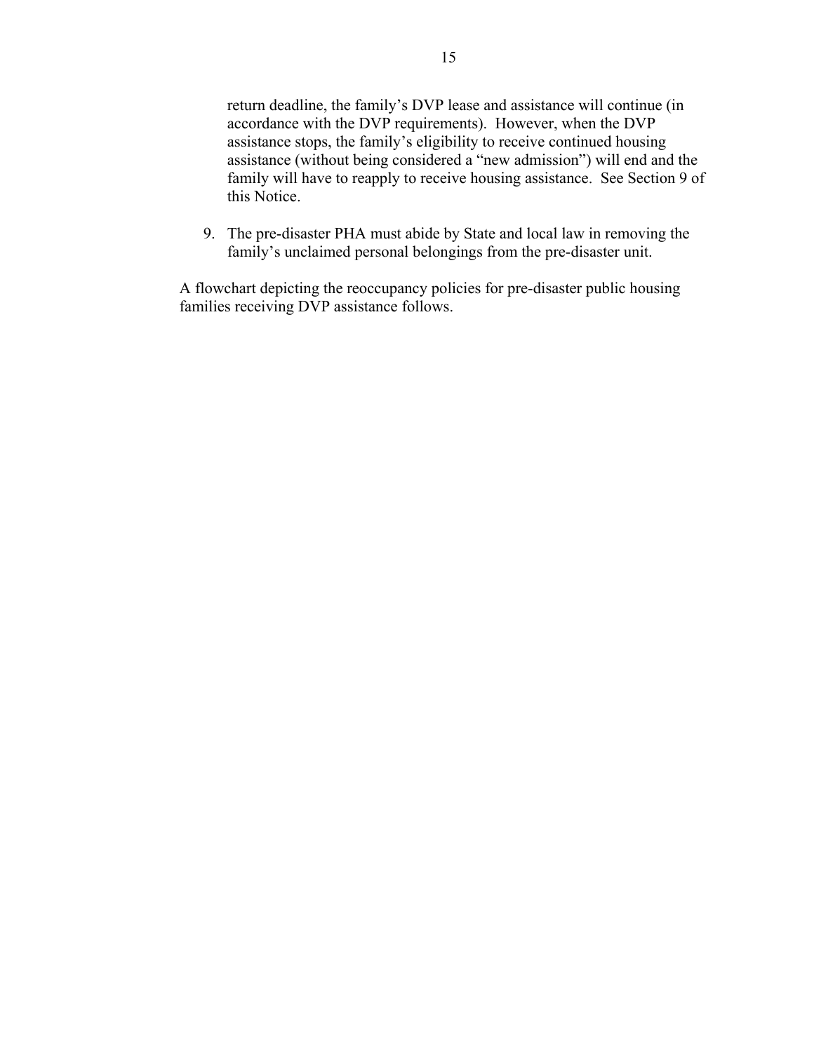return deadline, the family's DVP lease and assistance will continue (in accordance with the DVP requirements). However, when the DVP assistance stops, the family's eligibility to receive continued housing assistance (without being considered a "new admission") will end and the family will have to reapply to receive housing assistance. See Section 9 of this Notice.

9. The pre-disaster PHA must abide by State and local law in removing the family's unclaimed personal belongings from the pre-disaster unit.

A flowchart depicting the reoccupancy policies for pre-disaster public housing families receiving DVP assistance follows.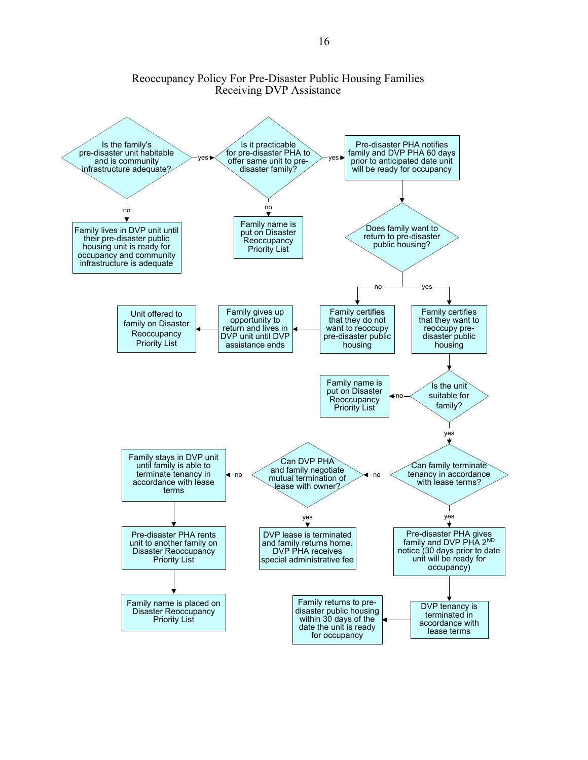# Reoccupancy Policy For Pre-Disaster Public Housing Families Receiving DVP Assistance

- **Is the family's pre-disaster unit habitable and is community infrastructure adequate?**
  - **no** → Family lives in DVP unit until their pre-disaster public housing unit is ready for occupancy and community infrastructure is adequate
  - **yes** → **Is it practicable for pre-disaster PHA to offer same unit to pre-disaster family?**
    - **no** → Family name is put on Disaster Reoccupancy Priority List
    - **yes** → Pre-disaster PHA notifies family and DVP PHA 60 days prior to anticipated date unit will be ready for occupancy → **Does family want to return to pre-disaster public housing?**
      - **no** → Family certifies that they do not want to reoccupy pre-disaster public housing → Family gives up opportunity to return and lives in DVP unit until DVP assistance ends → Unit offered to family on Disaster Reoccupancy Priority List
      - **yes** → Family certifies that they want to reoccupy pre-disaster public housing → **Is the unit suitable for family?**
        - **no** → Family name is put on Disaster Reoccupancy Priority List
        - **yes** → **Can family terminate tenancy in accordance with lease terms?**
          - **yes** → Pre-disaster PHA gives family and DVP PHA 2ND notice (30 days prior to date unit will be ready for occupancy) → DVP tenancy is terminated in accordance with lease terms → Family returns to pre-disaster public housing within 30 days of the date the unit is ready for occupancy
          - **no** → **Can DVP PHA and family negotiate mutual termination of lease with owner?**
            - **yes** → DVP lease is terminated and family returns home. DVP PHA receives special administrative fee
            - **no** → Family stays in DVP unit until family is able to terminate tenancy in accordance with lease terms → Pre-disaster PHA rents unit to another family on Disaster Reoccupancy Priority List → Family name is placed on Disaster Reoccupancy Priority List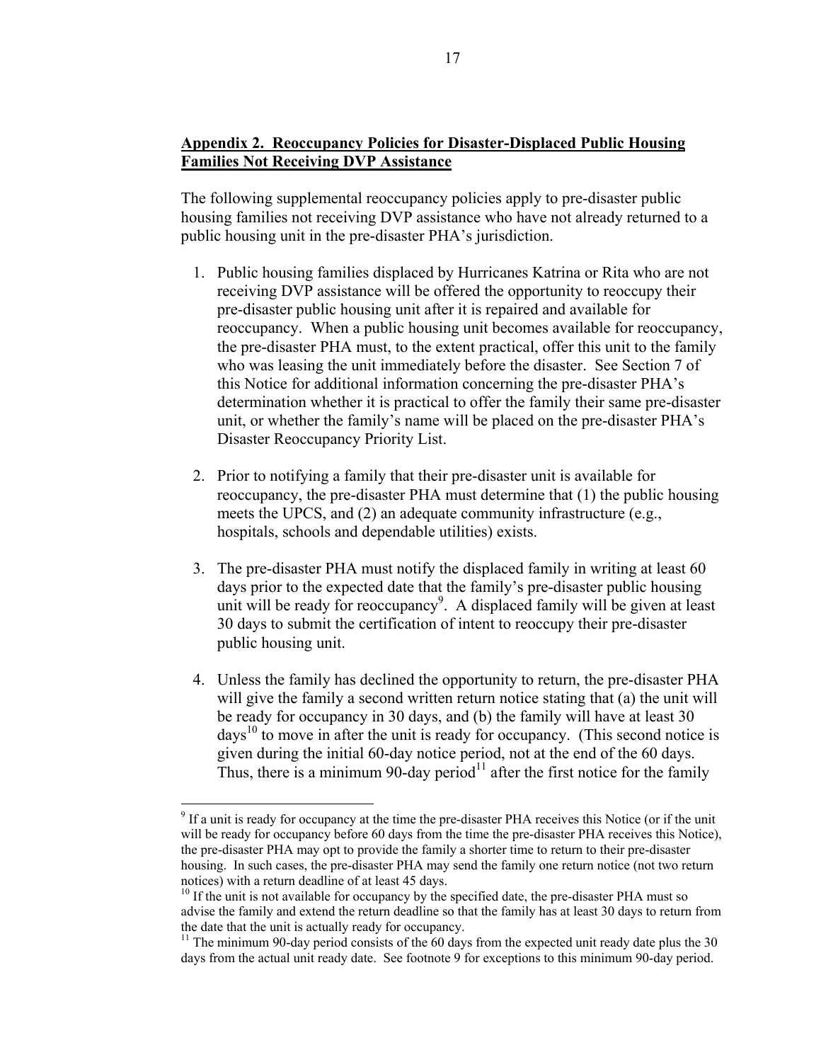## Appendix 2. Reoccupancy Policies for Disaster-Displaced Public Housing Families Not Receiving DVP Assistance

The following supplemental reoccupancy policies apply to pre-disaster public housing families not receiving DVP assistance who have not already returned to a public housing unit in the pre-disaster PHA's jurisdiction.

1. Public housing families displaced by Hurricanes Katrina or Rita who are not receiving DVP assistance will be offered the opportunity to reoccupy their pre-disaster public housing unit after it is repaired and available for reoccupancy. When a public housing unit becomes available for reoccupancy, the pre-disaster PHA must, to the extent practical, offer this unit to the family who was leasing the unit immediately before the disaster. See Section 7 of this Notice for additional information concerning the pre-disaster PHA's determination whether it is practical to offer the family their same pre-disaster unit, or whether the family's name will be placed on the pre-disaster PHA's Disaster Reoccupancy Priority List.

2. Prior to notifying a family that their pre-disaster unit is available for reoccupancy, the pre-disaster PHA must determine that (1) the public housing meets the UPCS, and (2) an adequate community infrastructure (e.g., hospitals, schools and dependable utilities) exists.

3. The pre-disaster PHA must notify the displaced family in writing at least 60 days prior to the expected date that the family's pre-disaster public housing unit will be ready for reoccupancy[9]. A displaced family will be given at least 30 days to submit the certification of intent to reoccupy their pre-disaster public housing unit.

4. Unless the family has declined the opportunity to return, the pre-disaster PHA will give the family a second written return notice stating that (a) the unit will be ready for occupancy in 30 days, and (b) the family will have at least 30 days[10] to move in after the unit is ready for occupancy. (This second notice is given during the initial 60-day notice period, not at the end of the 60 days. Thus, there is a minimum 90-day period[11] after the first notice for the family

---

[9] If a unit is ready for occupancy at the time the pre-disaster PHA receives this Notice (or if the unit will be ready for occupancy before 60 days from the time the pre-disaster PHA receives this Notice), the pre-disaster PHA may opt to provide the family a shorter time to return to their pre-disaster housing. In such cases, the pre-disaster PHA may send the family one return notice (not two return notices) with a return deadline of at least 45 days.

[10] If the unit is not available for occupancy by the specified date, the pre-disaster PHA must so advise the family and extend the return deadline so that the family has at least 30 days to return from the date that the unit is actually ready for occupancy.

[11] The minimum 90-day period consists of the 60 days from the expected unit ready date plus the 30 days from the actual unit ready date. See footnote 9 for exceptions to this minimum 90-day period.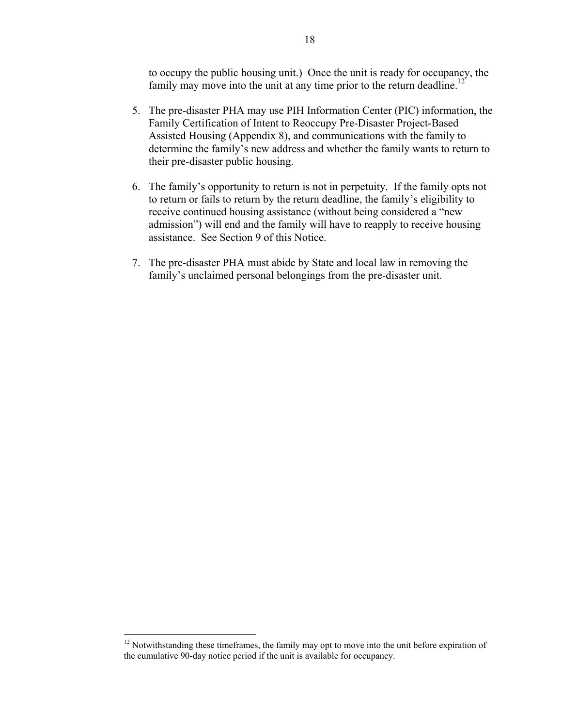to occupy the public housing unit.) Once the unit is ready for occupancy, the family may move into the unit at any time prior to the return deadline.[12]

5. The pre-disaster PHA may use PIH Information Center (PIC) information, the Family Certification of Intent to Reoccupy Pre-Disaster Project-Based Assisted Housing (Appendix 8), and communications with the family to determine the family's new address and whether the family wants to return to their pre-disaster public housing.

6. The family's opportunity to return is not in perpetuity. If the family opts not to return or fails to return by the return deadline, the family's eligibility to receive continued housing assistance (without being considered a "new admission") will end and the family will have to reapply to receive housing assistance. See Section 9 of this Notice.

7. The pre-disaster PHA must abide by State and local law in removing the family's unclaimed personal belongings from the pre-disaster unit.

---

[12] Notwithstanding these timeframes, the family may opt to move into the unit before expiration of the cumulative 90-day notice period if the unit is available for occupancy.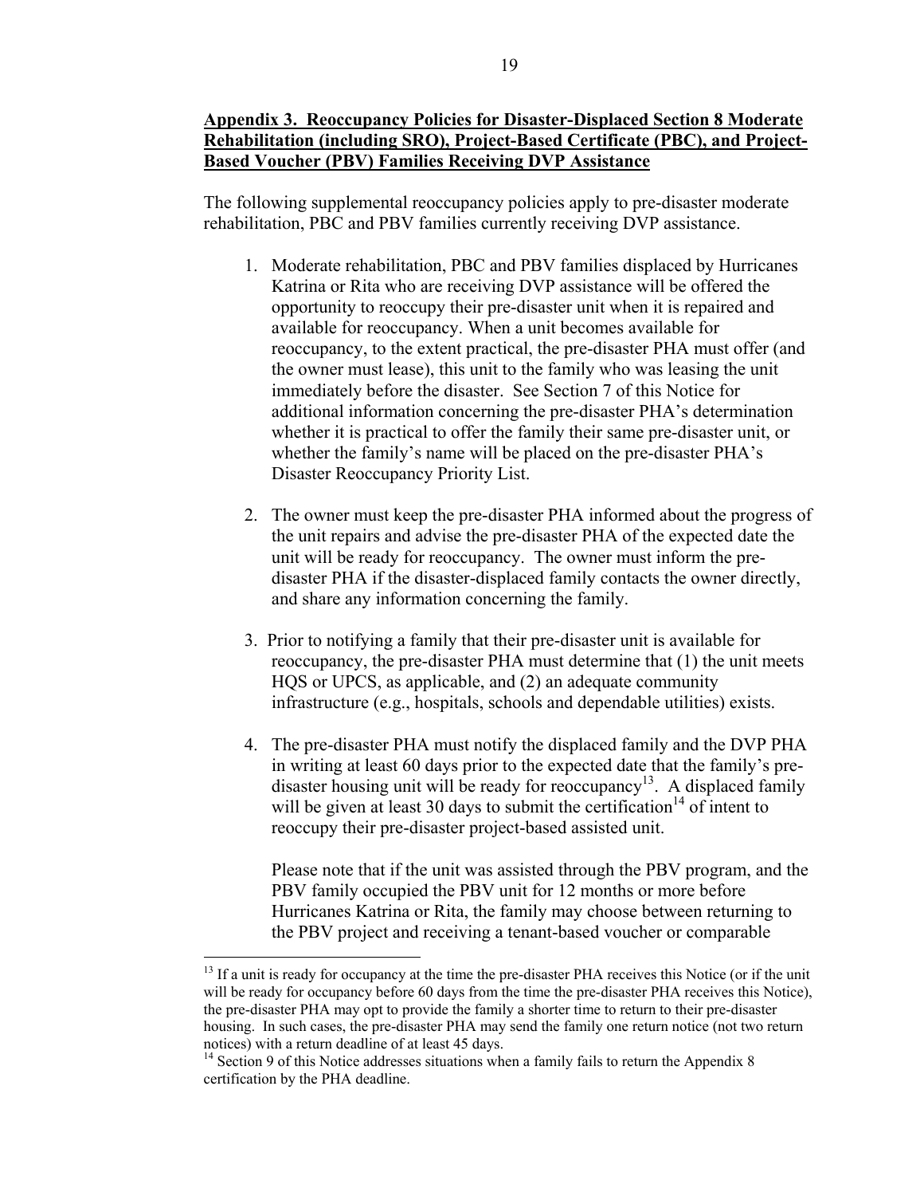**Appendix 3. Reoccupancy Policies for Disaster-Displaced Section 8 Moderate Rehabilitation (including SRO), Project-Based Certificate (PBC), and Project-Based Voucher (PBV) Families Receiving DVP Assistance**

The following supplemental reoccupancy policies apply to pre-disaster moderate rehabilitation, PBC and PBV families currently receiving DVP assistance.

1. Moderate rehabilitation, PBC and PBV families displaced by Hurricanes Katrina or Rita who are receiving DVP assistance will be offered the opportunity to reoccupy their pre-disaster unit when it is repaired and available for reoccupancy. When a unit becomes available for reoccupancy, to the extent practical, the pre-disaster PHA must offer (and the owner must lease), this unit to the family who was leasing the unit immediately before the disaster. See Section 7 of this Notice for additional information concerning the pre-disaster PHA's determination whether it is practical to offer the family their same pre-disaster unit, or whether the family's name will be placed on the pre-disaster PHA's Disaster Reoccupancy Priority List.

2. The owner must keep the pre-disaster PHA informed about the progress of the unit repairs and advise the pre-disaster PHA of the expected date the unit will be ready for reoccupancy. The owner must inform the pre-disaster PHA if the disaster-displaced family contacts the owner directly, and share any information concerning the family.

3. Prior to notifying a family that their pre-disaster unit is available for reoccupancy, the pre-disaster PHA must determine that (1) the unit meets HQS or UPCS, as applicable, and (2) an adequate community infrastructure (e.g., hospitals, schools and dependable utilities) exists.

4. The pre-disaster PHA must notify the displaced family and the DVP PHA in writing at least 60 days prior to the expected date that the family's pre-disaster housing unit will be ready for reoccupancy[13]. A displaced family will be given at least 30 days to submit the certification[14] of intent to reoccupy their pre-disaster project-based assisted unit.

   Please note that if the unit was assisted through the PBV program, and the PBV family occupied the PBV unit for 12 months or more before Hurricanes Katrina or Rita, the family may choose between returning to the PBV project and receiving a tenant-based voucher or comparable

---

[13] If a unit is ready for occupancy at the time the pre-disaster PHA receives this Notice (or if the unit will be ready for occupancy before 60 days from the time the pre-disaster PHA receives this Notice), the pre-disaster PHA may opt to provide the family a shorter time to return to their pre-disaster housing. In such cases, the pre-disaster PHA may send the family one return notice (not two return notices) with a return deadline of at least 45 days.

[14] Section 9 of this Notice addresses situations when a family fails to return the Appendix 8 certification by the PHA deadline.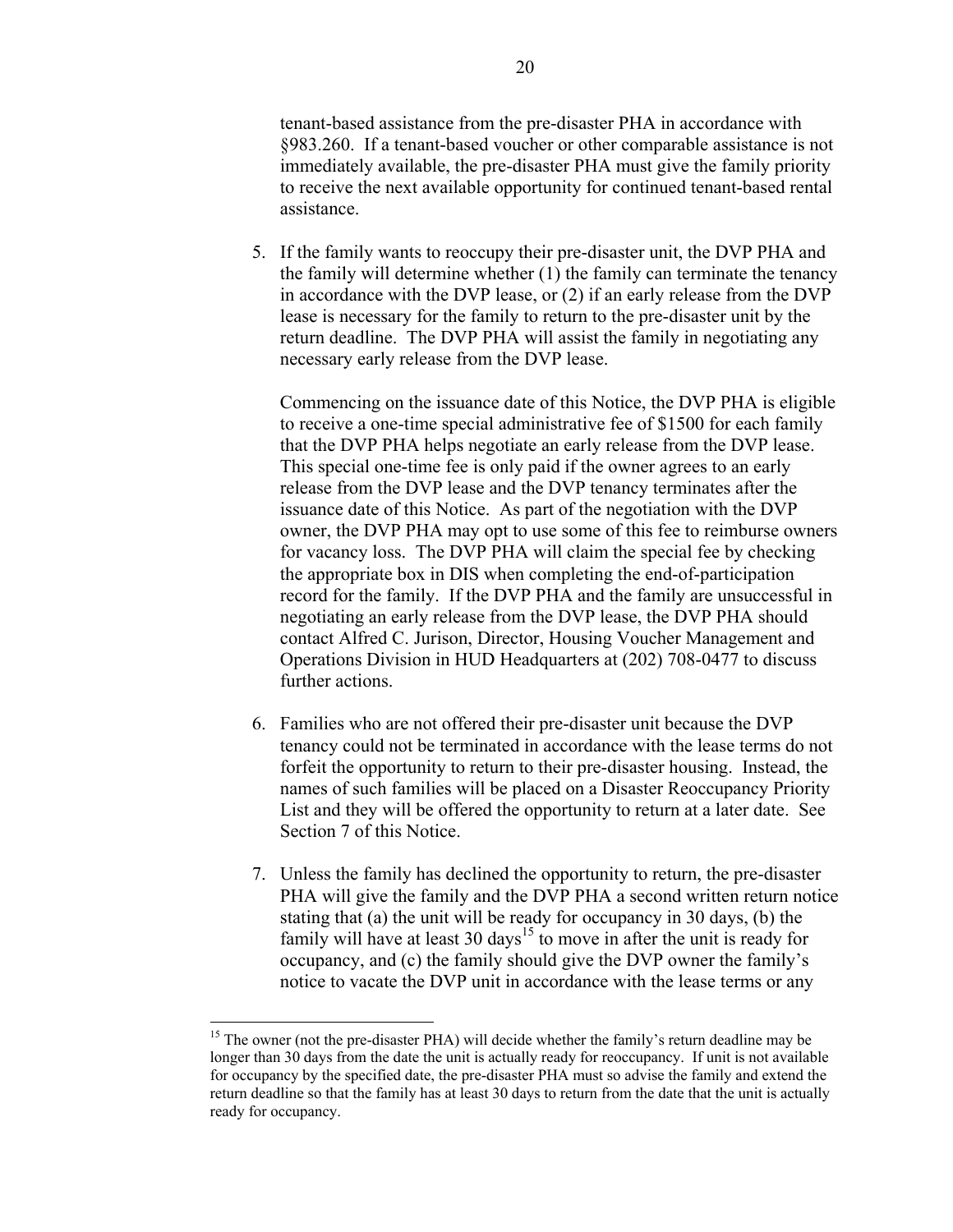tenant-based assistance from the pre-disaster PHA in accordance with §983.260. If a tenant-based voucher or other comparable assistance is not immediately available, the pre-disaster PHA must give the family priority to receive the next available opportunity for continued tenant-based rental assistance.

5. If the family wants to reoccupy their pre-disaster unit, the DVP PHA and the family will determine whether (1) the family can terminate the tenancy in accordance with the DVP lease, or (2) if an early release from the DVP lease is necessary for the family to return to the pre-disaster unit by the return deadline. The DVP PHA will assist the family in negotiating any necessary early release from the DVP lease.

   Commencing on the issuance date of this Notice, the DVP PHA is eligible to receive a one-time special administrative fee of $1500 for each family that the DVP PHA helps negotiate an early release from the DVP lease. This special one-time fee is only paid if the owner agrees to an early release from the DVP lease and the DVP tenancy terminates after the issuance date of this Notice. As part of the negotiation with the DVP owner, the DVP PHA may opt to use some of this fee to reimburse owners for vacancy loss. The DVP PHA will claim the special fee by checking the appropriate box in DIS when completing the end-of-participation record for the family. If the DVP PHA and the family are unsuccessful in negotiating an early release from the DVP lease, the DVP PHA should contact Alfred C. Jurison, Director, Housing Voucher Management and Operations Division in HUD Headquarters at (202) 708-0477 to discuss further actions.

6. Families who are not offered their pre-disaster unit because the DVP tenancy could not be terminated in accordance with the lease terms do not forfeit the opportunity to return to their pre-disaster housing. Instead, the names of such families will be placed on a Disaster Reoccupancy Priority List and they will be offered the opportunity to return at a later date. See Section 7 of this Notice.

7. Unless the family has declined the opportunity to return, the pre-disaster PHA will give the family and the DVP PHA a second written return notice stating that (a) the unit will be ready for occupancy in 30 days, (b) the family will have at least 30 days[15] to move in after the unit is ready for occupancy, and (c) the family should give the DVP owner the family's notice to vacate the DVP unit in accordance with the lease terms or any

[15] The owner (not the pre-disaster PHA) will decide whether the family's return deadline may be longer than 30 days from the date the unit is actually ready for reoccupancy. If unit is not available for occupancy by the specified date, the pre-disaster PHA must so advise the family and extend the return deadline so that the family has at least 30 days to return from the date that the unit is actually ready for occupancy.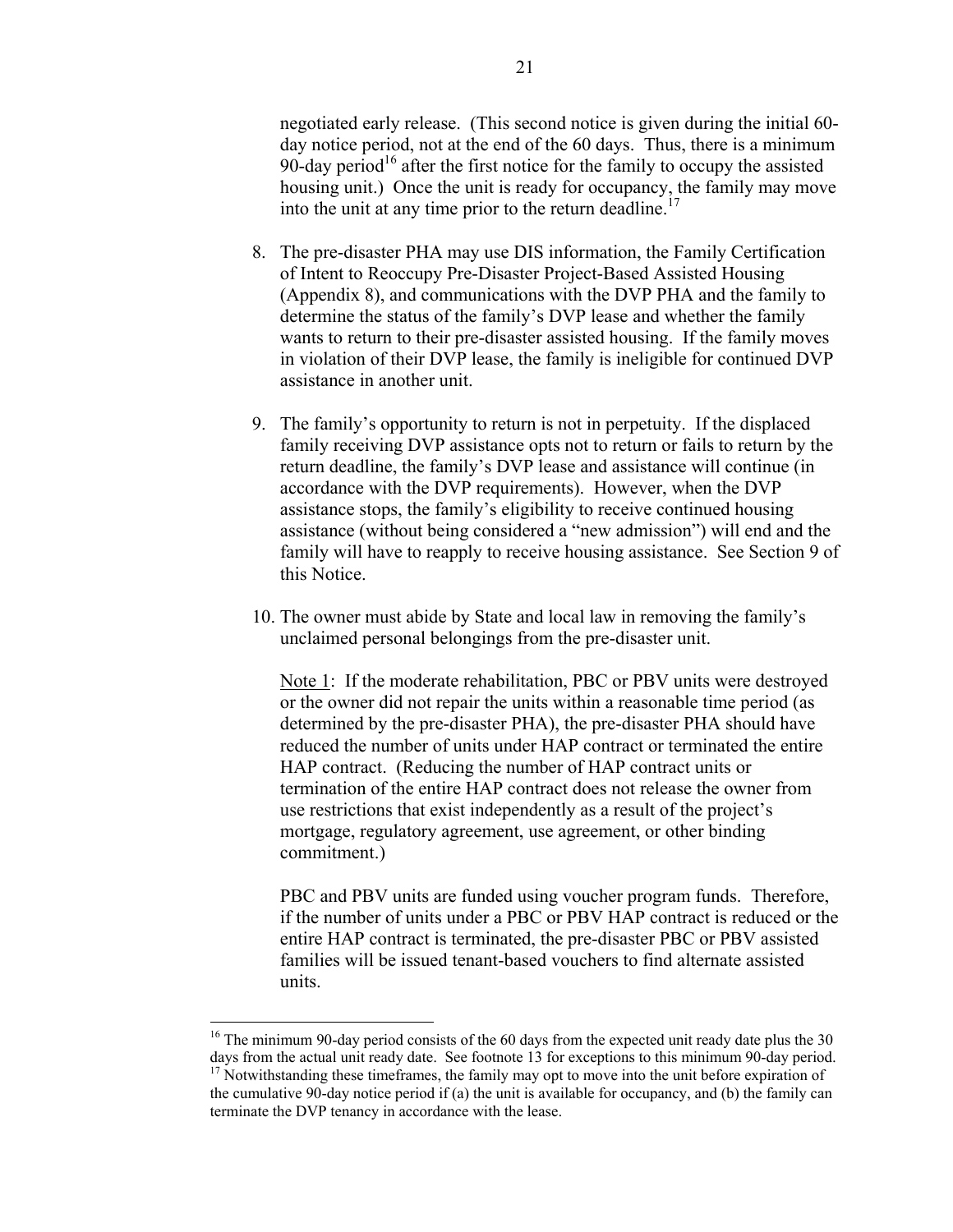negotiated early release. (This second notice is given during the initial 60-day notice period, not at the end of the 60 days. Thus, there is a minimum 90-day period[16] after the first notice for the family to occupy the assisted housing unit.) Once the unit is ready for occupancy, the family may move into the unit at any time prior to the return deadline.[17]

8. The pre-disaster PHA may use DIS information, the Family Certification of Intent to Reoccupy Pre-Disaster Project-Based Assisted Housing (Appendix 8), and communications with the DVP PHA and the family to determine the status of the family's DVP lease and whether the family wants to return to their pre-disaster assisted housing. If the family moves in violation of their DVP lease, the family is ineligible for continued DVP assistance in another unit.

9. The family's opportunity to return is not in perpetuity. If the displaced family receiving DVP assistance opts not to return or fails to return by the return deadline, the family's DVP lease and assistance will continue (in accordance with the DVP requirements). However, when the DVP assistance stops, the family's eligibility to receive continued housing assistance (without being considered a "new admission") will end and the family will have to reapply to receive housing assistance. See Section 9 of this Notice.

10. The owner must abide by State and local law in removing the family's unclaimed personal belongings from the pre-disaster unit.

    Note 1: If the moderate rehabilitation, PBC or PBV units were destroyed or the owner did not repair the units within a reasonable time period (as determined by the pre-disaster PHA), the pre-disaster PHA should have reduced the number of units under HAP contract or terminated the entire HAP contract. (Reducing the number of HAP contract units or termination of the entire HAP contract does not release the owner from use restrictions that exist independently as a result of the project's mortgage, regulatory agreement, use agreement, or other binding commitment.)

    PBC and PBV units are funded using voucher program funds. Therefore, if the number of units under a PBC or PBV HAP contract is reduced or the entire HAP contract is terminated, the pre-disaster PBC or PBV assisted families will be issued tenant-based vouchers to find alternate assisted units.

---

[16] The minimum 90-day period consists of the 60 days from the expected unit ready date plus the 30 days from the actual unit ready date. See footnote 13 for exceptions to this minimum 90-day period.

[17] Notwithstanding these timeframes, the family may opt to move into the unit before expiration of the cumulative 90-day notice period if (a) the unit is available for occupancy, and (b) the family can terminate the DVP tenancy in accordance with the lease.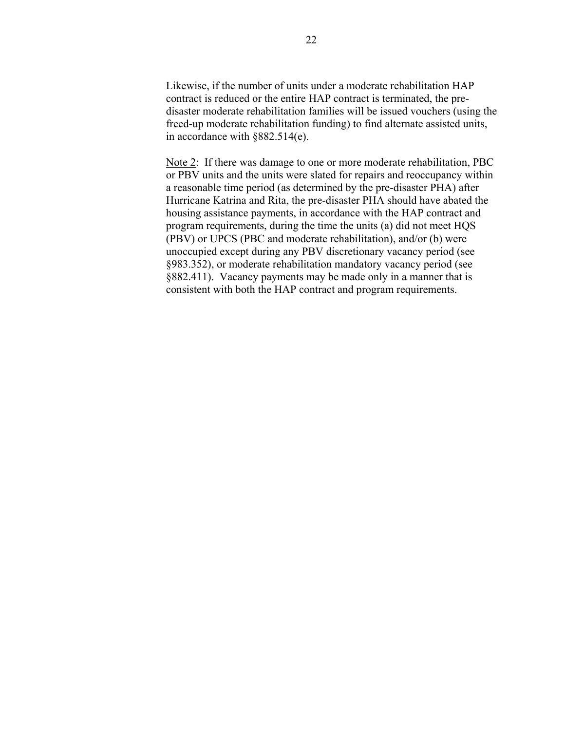Likewise, if the number of units under a moderate rehabilitation HAP contract is reduced or the entire HAP contract is terminated, the pre-disaster moderate rehabilitation families will be issued vouchers (using the freed-up moderate rehabilitation funding) to find alternate assisted units, in accordance with §882.514(e).

<u>Note 2</u>: If there was damage to one or more moderate rehabilitation, PBC or PBV units and the units were slated for repairs and reoccupancy within a reasonable time period (as determined by the pre-disaster PHA) after Hurricane Katrina and Rita, the pre-disaster PHA should have abated the housing assistance payments, in accordance with the HAP contract and program requirements, during the time the units (a) did not meet HQS (PBV) or UPCS (PBC and moderate rehabilitation), and/or (b) were unoccupied except during any PBV discretionary vacancy period (see §983.352), or moderate rehabilitation mandatory vacancy period (see §882.411). Vacancy payments may be made only in a manner that is consistent with both the HAP contract and program requirements.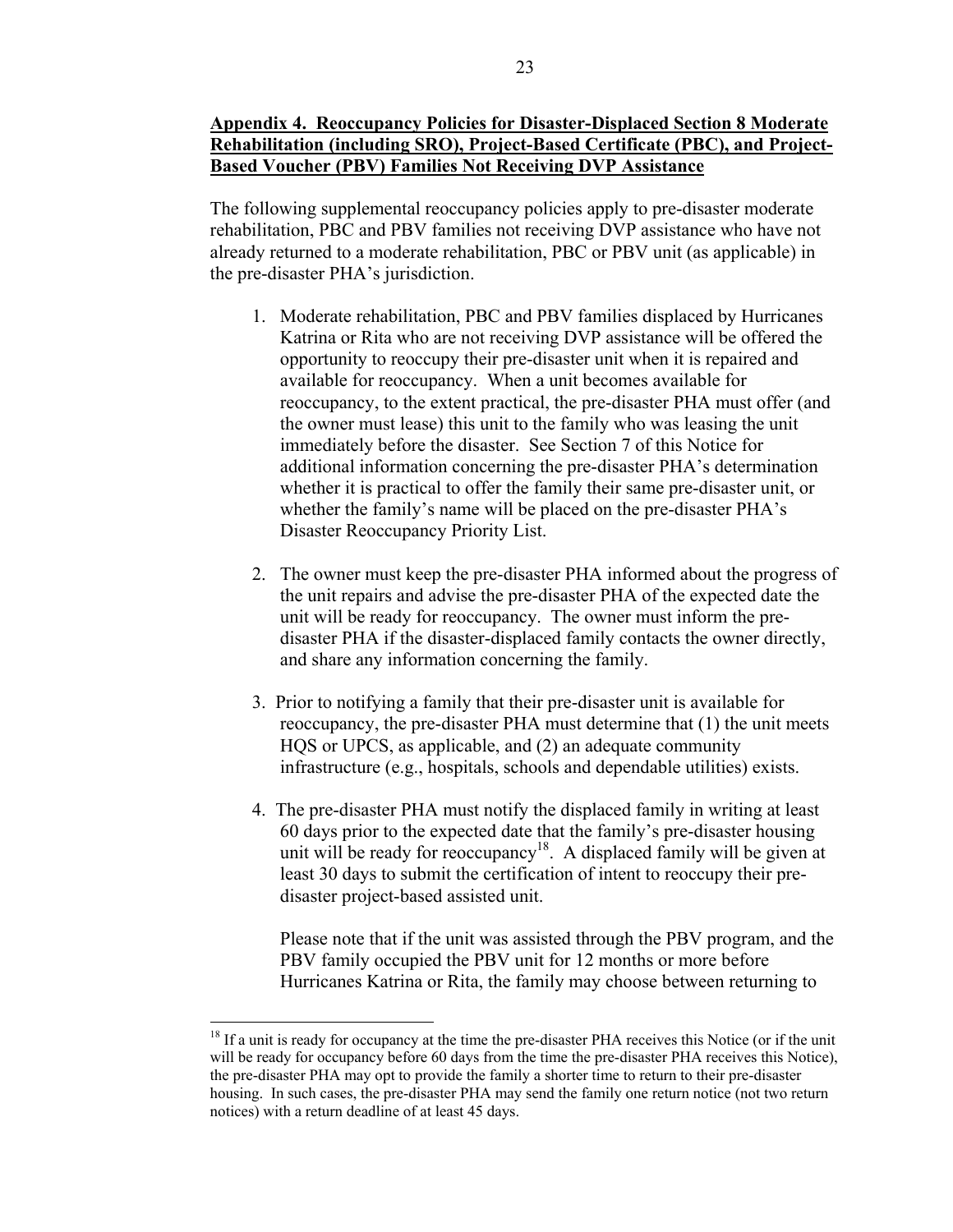**Appendix 4. Reoccupancy Policies for Disaster-Displaced Section 8 Moderate Rehabilitation (including SRO), Project-Based Certificate (PBC), and Project-Based Voucher (PBV) Families Not Receiving DVP Assistance**

The following supplemental reoccupancy policies apply to pre-disaster moderate rehabilitation, PBC and PBV families not receiving DVP assistance who have not already returned to a moderate rehabilitation, PBC or PBV unit (as applicable) in the pre-disaster PHA's jurisdiction.

1. Moderate rehabilitation, PBC and PBV families displaced by Hurricanes Katrina or Rita who are not receiving DVP assistance will be offered the opportunity to reoccupy their pre-disaster unit when it is repaired and available for reoccupancy. When a unit becomes available for reoccupancy, to the extent practical, the pre-disaster PHA must offer (and the owner must lease) this unit to the family who was leasing the unit immediately before the disaster. See Section 7 of this Notice for additional information concerning the pre-disaster PHA's determination whether it is practical to offer the family their same pre-disaster unit, or whether the family's name will be placed on the pre-disaster PHA's Disaster Reoccupancy Priority List.

2. The owner must keep the pre-disaster PHA informed about the progress of the unit repairs and advise the pre-disaster PHA of the expected date the unit will be ready for reoccupancy. The owner must inform the pre-disaster PHA if the disaster-displaced family contacts the owner directly, and share any information concerning the family.

3. Prior to notifying a family that their pre-disaster unit is available for reoccupancy, the pre-disaster PHA must determine that (1) the unit meets HQS or UPCS, as applicable, and (2) an adequate community infrastructure (e.g., hospitals, schools and dependable utilities) exists.

4. The pre-disaster PHA must notify the displaced family in writing at least 60 days prior to the expected date that the family's pre-disaster housing unit will be ready for reoccupancy[18]. A displaced family will be given at least 30 days to submit the certification of intent to reoccupy their pre-disaster project-based assisted unit.

   Please note that if the unit was assisted through the PBV program, and the PBV family occupied the PBV unit for 12 months or more before Hurricanes Katrina or Rita, the family may choose between returning to

[18] If a unit is ready for occupancy at the time the pre-disaster PHA receives this Notice (or if the unit will be ready for occupancy before 60 days from the time the pre-disaster PHA receives this Notice), the pre-disaster PHA may opt to provide the family a shorter time to return to their pre-disaster housing. In such cases, the pre-disaster PHA may send the family one return notice (not two return notices) with a return deadline of at least 45 days.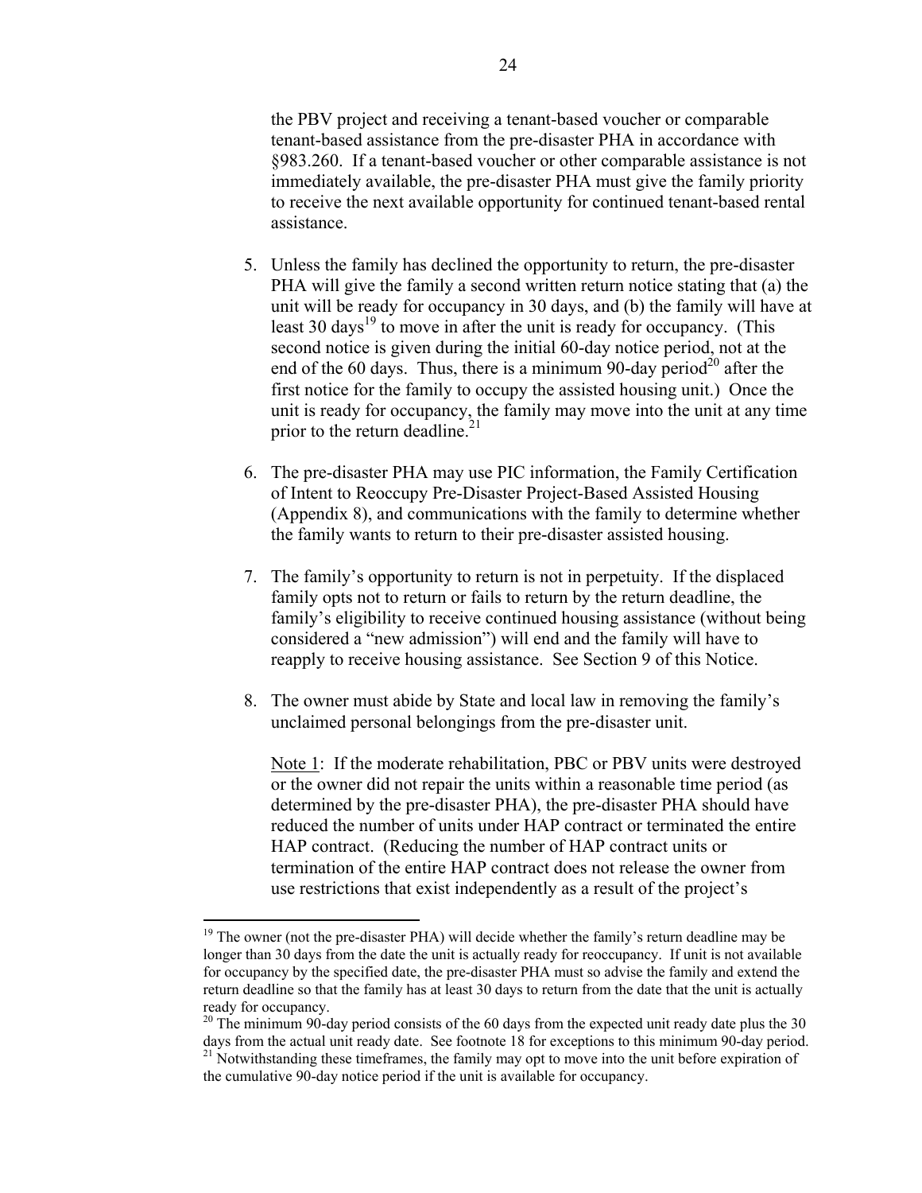the PBV project and receiving a tenant-based voucher or comparable tenant-based assistance from the pre-disaster PHA in accordance with §983.260. If a tenant-based voucher or other comparable assistance is not immediately available, the pre-disaster PHA must give the family priority to receive the next available opportunity for continued tenant-based rental assistance.

5. Unless the family has declined the opportunity to return, the pre-disaster PHA will give the family a second written return notice stating that (a) the unit will be ready for occupancy in 30 days, and (b) the family will have at least 30 days[19] to move in after the unit is ready for occupancy. (This second notice is given during the initial 60-day notice period, not at the end of the 60 days. Thus, there is a minimum 90-day period[20] after the first notice for the family to occupy the assisted housing unit.) Once the unit is ready for occupancy, the family may move into the unit at any time prior to the return deadline.[21]

6. The pre-disaster PHA may use PIC information, the Family Certification of Intent to Reoccupy Pre-Disaster Project-Based Assisted Housing (Appendix 8), and communications with the family to determine whether the family wants to return to their pre-disaster assisted housing.

7. The family's opportunity to return is not in perpetuity. If the displaced family opts not to return or fails to return by the return deadline, the family's eligibility to receive continued housing assistance (without being considered a "new admission") will end and the family will have to reapply to receive housing assistance. See Section 9 of this Notice.

8. The owner must abide by State and local law in removing the family's unclaimed personal belongings from the pre-disaster unit.

   Note 1: If the moderate rehabilitation, PBC or PBV units were destroyed or the owner did not repair the units within a reasonable time period (as determined by the pre-disaster PHA), the pre-disaster PHA should have reduced the number of units under HAP contract or terminated the entire HAP contract. (Reducing the number of HAP contract units or termination of the entire HAP contract does not release the owner from use restrictions that exist independently as a result of the project's

---

[19] The owner (not the pre-disaster PHA) will decide whether the family's return deadline may be longer than 30 days from the date the unit is actually ready for reoccupancy. If unit is not available for occupancy by the specified date, the pre-disaster PHA must so advise the family and extend the return deadline so that the family has at least 30 days to return from the date that the unit is actually ready for occupancy.

[20] The minimum 90-day period consists of the 60 days from the expected unit ready date plus the 30 days from the actual unit ready date. See footnote 18 for exceptions to this minimum 90-day period.

[21] Notwithstanding these timeframes, the family may opt to move into the unit before expiration of the cumulative 90-day notice period if the unit is available for occupancy.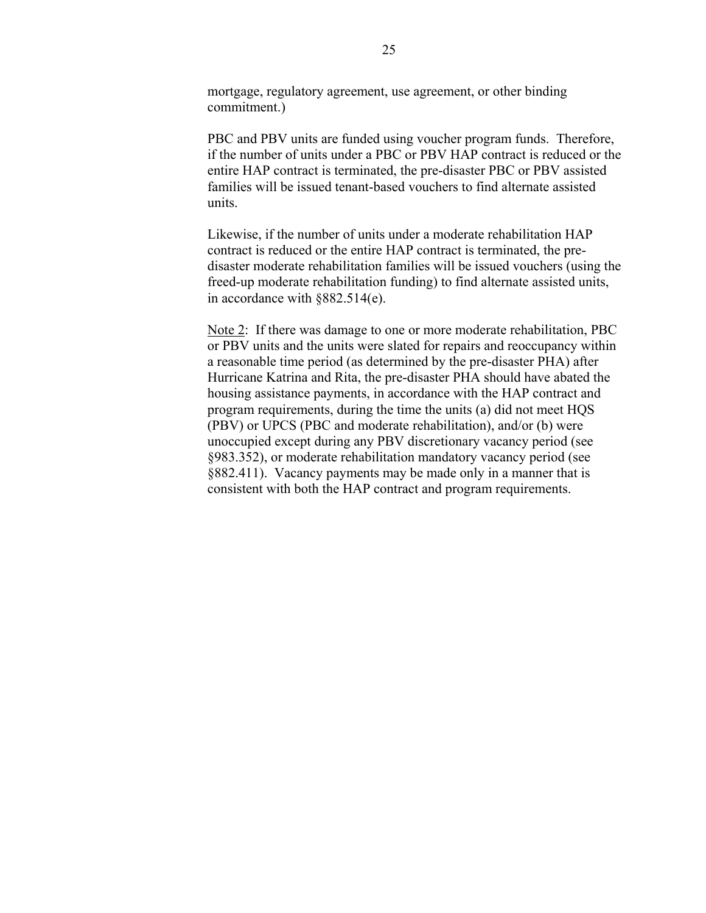mortgage, regulatory agreement, use agreement, or other binding commitment.)

PBC and PBV units are funded using voucher program funds. Therefore, if the number of units under a PBC or PBV HAP contract is reduced or the entire HAP contract is terminated, the pre-disaster PBC or PBV assisted families will be issued tenant-based vouchers to find alternate assisted units.

Likewise, if the number of units under a moderate rehabilitation HAP contract is reduced or the entire HAP contract is terminated, the pre-disaster moderate rehabilitation families will be issued vouchers (using the freed-up moderate rehabilitation funding) to find alternate assisted units, in accordance with §882.514(e).

<u>Note 2</u>: If there was damage to one or more moderate rehabilitation, PBC or PBV units and the units were slated for repairs and reoccupancy within a reasonable time period (as determined by the pre-disaster PHA) after Hurricane Katrina and Rita, the pre-disaster PHA should have abated the housing assistance payments, in accordance with the HAP contract and program requirements, during the time the units (a) did not meet HQS (PBV) or UPCS (PBC and moderate rehabilitation), and/or (b) were unoccupied except during any PBV discretionary vacancy period (see §983.352), or moderate rehabilitation mandatory vacancy period (see §882.411). Vacancy payments may be made only in a manner that is consistent with both the HAP contract and program requirements.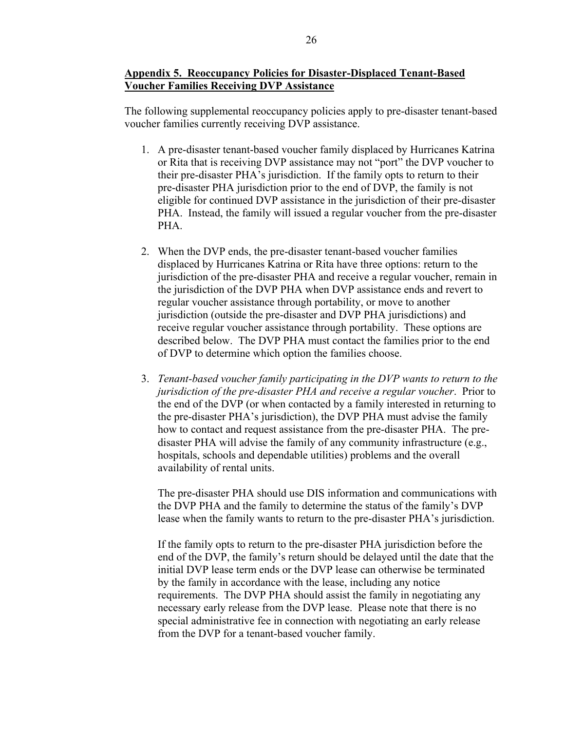## **Appendix 5. Reoccupancy Policies for Disaster-Displaced Tenant-Based Voucher Families Receiving DVP Assistance**

The following supplemental reoccupancy policies apply to pre-disaster tenant-based voucher families currently receiving DVP assistance.

1. A pre-disaster tenant-based voucher family displaced by Hurricanes Katrina or Rita that is receiving DVP assistance may not "port" the DVP voucher to their pre-disaster PHA's jurisdiction. If the family opts to return to their pre-disaster PHA jurisdiction prior to the end of DVP, the family is not eligible for continued DVP assistance in the jurisdiction of their pre-disaster PHA. Instead, the family will issued a regular voucher from the pre-disaster PHA.

2. When the DVP ends, the pre-disaster tenant-based voucher families displaced by Hurricanes Katrina or Rita have three options: return to the jurisdiction of the pre-disaster PHA and receive a regular voucher, remain in the jurisdiction of the DVP PHA when DVP assistance ends and revert to regular voucher assistance through portability, or move to another jurisdiction (outside the pre-disaster and DVP PHA jurisdictions) and receive regular voucher assistance through portability. These options are described below. The DVP PHA must contact the families prior to the end of DVP to determine which option the families choose.

3. *Tenant-based voucher family participating in the DVP wants to return to the jurisdiction of the pre-disaster PHA and receive a regular voucher*. Prior to the end of the DVP (or when contacted by a family interested in returning to the pre-disaster PHA's jurisdiction), the DVP PHA must advise the family how to contact and request assistance from the pre-disaster PHA. The pre-disaster PHA will advise the family of any community infrastructure (e.g., hospitals, schools and dependable utilities) problems and the overall availability of rental units.

   The pre-disaster PHA should use DIS information and communications with the DVP PHA and the family to determine the status of the family's DVP lease when the family wants to return to the pre-disaster PHA's jurisdiction.

   If the family opts to return to the pre-disaster PHA jurisdiction before the end of the DVP, the family's return should be delayed until the date that the initial DVP lease term ends or the DVP lease can otherwise be terminated by the family in accordance with the lease, including any notice requirements. The DVP PHA should assist the family in negotiating any necessary early release from the DVP lease. Please note that there is no special administrative fee in connection with negotiating an early release from the DVP for a tenant-based voucher family.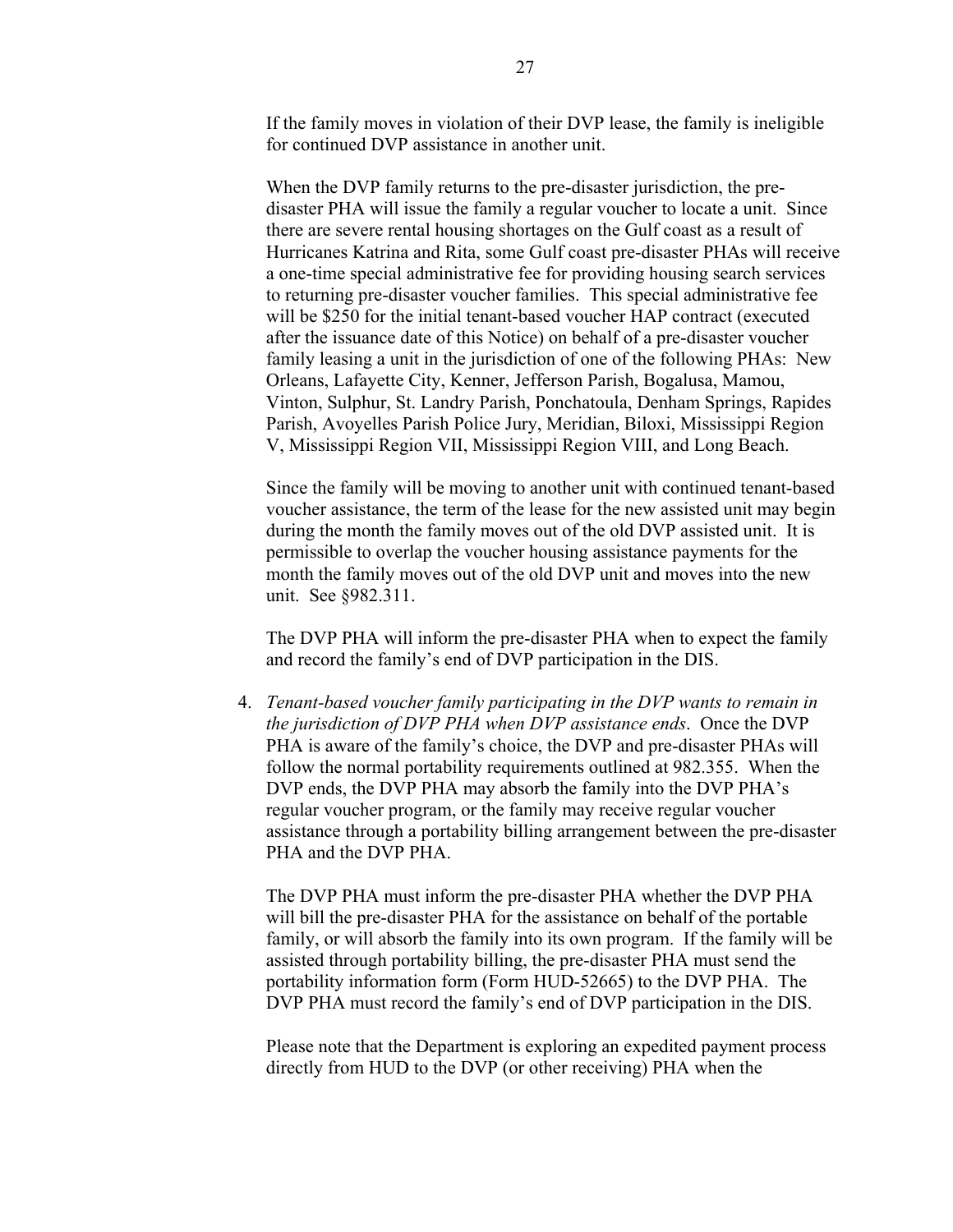If the family moves in violation of their DVP lease, the family is ineligible for continued DVP assistance in another unit.

When the DVP family returns to the pre-disaster jurisdiction, the pre-disaster PHA will issue the family a regular voucher to locate a unit. Since there are severe rental housing shortages on the Gulf coast as a result of Hurricanes Katrina and Rita, some Gulf coast pre-disaster PHAs will receive a one-time special administrative fee for providing housing search services to returning pre-disaster voucher families. This special administrative fee will be $250 for the initial tenant-based voucher HAP contract (executed after the issuance date of this Notice) on behalf of a pre-disaster voucher family leasing a unit in the jurisdiction of one of the following PHAs: New Orleans, Lafayette City, Kenner, Jefferson Parish, Bogalusa, Mamou, Vinton, Sulphur, St. Landry Parish, Ponchatoula, Denham Springs, Rapides Parish, Avoyelles Parish Police Jury, Meridian, Biloxi, Mississippi Region V, Mississippi Region VII, Mississippi Region VIII, and Long Beach.

Since the family will be moving to another unit with continued tenant-based voucher assistance, the term of the lease for the new assisted unit may begin during the month the family moves out of the old DVP assisted unit. It is permissible to overlap the voucher housing assistance payments for the month the family moves out of the old DVP unit and moves into the new unit. See §982.311.

The DVP PHA will inform the pre-disaster PHA when to expect the family and record the family's end of DVP participation in the DIS.

4. *Tenant-based voucher family participating in the DVP wants to remain in the jurisdiction of DVP PHA when DVP assistance ends*. Once the DVP PHA is aware of the family's choice, the DVP and pre-disaster PHAs will follow the normal portability requirements outlined at 982.355. When the DVP ends, the DVP PHA may absorb the family into the DVP PHA's regular voucher program, or the family may receive regular voucher assistance through a portability billing arrangement between the pre-disaster PHA and the DVP PHA.

   The DVP PHA must inform the pre-disaster PHA whether the DVP PHA will bill the pre-disaster PHA for the assistance on behalf of the portable family, or will absorb the family into its own program. If the family will be assisted through portability billing, the pre-disaster PHA must send the portability information form (Form HUD-52665) to the DVP PHA. The DVP PHA must record the family's end of DVP participation in the DIS.

   Please note that the Department is exploring an expedited payment process directly from HUD to the DVP (or other receiving) PHA when the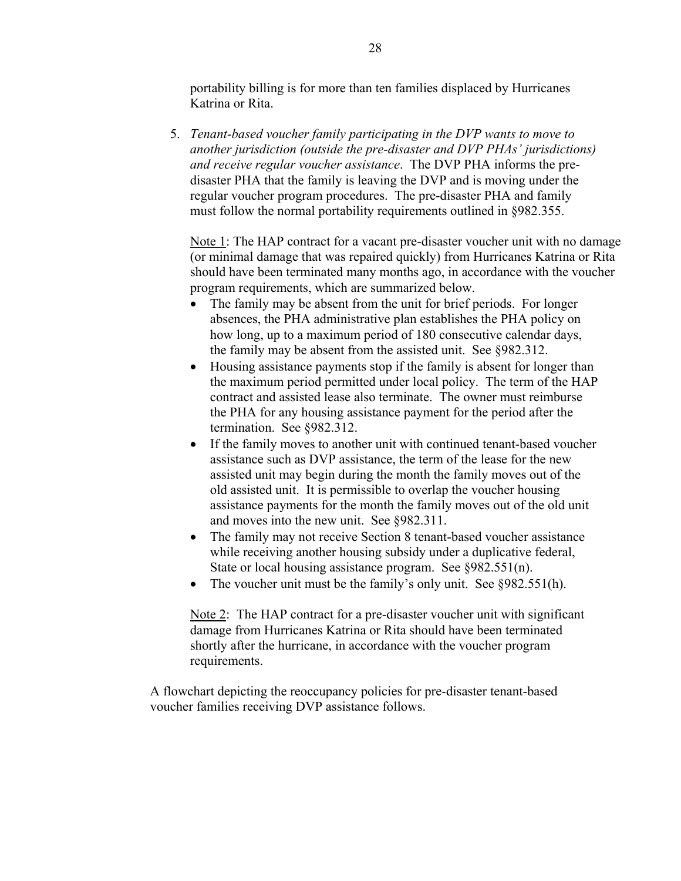portability billing is for more than ten families displaced by Hurricanes Katrina or Rita.

5. *Tenant-based voucher family participating in the DVP wants to move to another jurisdiction (outside the pre-disaster and DVP PHAs' jurisdictions) and receive regular voucher assistance*. The DVP PHA informs the pre-disaster PHA that the family is leaving the DVP and is moving under the regular voucher program procedures. The pre-disaster PHA and family must follow the normal portability requirements outlined in §982.355.

   Note 1: The HAP contract for a vacant pre-disaster voucher unit with no damage (or minimal damage that was repaired quickly) from Hurricanes Katrina or Rita should have been terminated many months ago, in accordance with the voucher program requirements, which are summarized below.

   - The family may be absent from the unit for brief periods. For longer absences, the PHA administrative plan establishes the PHA policy on how long, up to a maximum period of 180 consecutive calendar days, the family may be absent from the assisted unit. See §982.312.
   - Housing assistance payments stop if the family is absent for longer than the maximum period permitted under local policy. The term of the HAP contract and assisted lease also terminate. The owner must reimburse the PHA for any housing assistance payment for the period after the termination. See §982.312.
   - If the family moves to another unit with continued tenant-based voucher assistance such as DVP assistance, the term of the lease for the new assisted unit may begin during the month the family moves out of the old assisted unit. It is permissible to overlap the voucher housing assistance payments for the month the family moves out of the old unit and moves into the new unit. See §982.311.
   - The family may not receive Section 8 tenant-based voucher assistance while receiving another housing subsidy under a duplicative federal, State or local housing assistance program. See §982.551(n).
   - The voucher unit must be the family's only unit. See §982.551(h).

   Note 2: The HAP contract for a pre-disaster voucher unit with significant damage from Hurricanes Katrina or Rita should have been terminated shortly after the hurricane, in accordance with the voucher program requirements.

A flowchart depicting the reoccupancy policies for pre-disaster tenant-based voucher families receiving DVP assistance follows.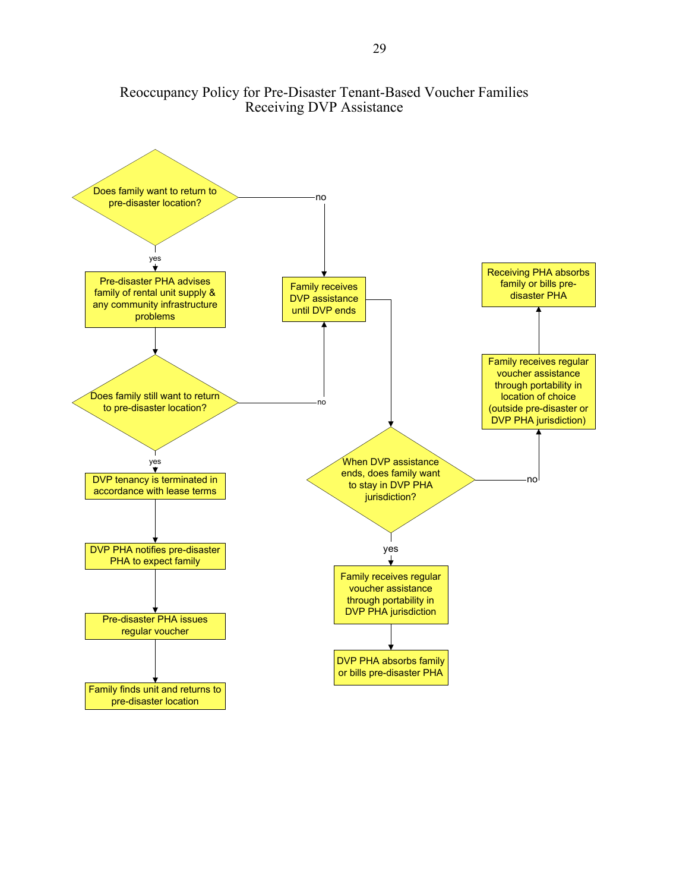# Reoccupancy Policy for Pre-Disaster Tenant-Based Voucher Families Receiving DVP Assistance

Does family want to return to pre-disaster location?

- **yes** → Pre-disaster PHA advises family of rental unit supply & any community infrastructure problems
  - Does family still want to return to pre-disaster location?
    - **yes** → DVP tenancy is terminated in accordance with lease terms → DVP PHA notifies pre-disaster PHA to expect family → Pre-disaster PHA issues regular voucher → Family finds unit and returns to pre-disaster location
    - **no** → Family receives DVP assistance until DVP ends
- **no** → Family receives DVP assistance until DVP ends

Family receives DVP assistance until DVP ends → When DVP assistance ends, does family want to stay in DVP PHA jurisdiction?

- **yes** → Family receives regular voucher assistance through portability in DVP PHA jurisdiction → DVP PHA absorbs family or bills pre-disaster PHA
- **no** → Family receives regular voucher assistance through portability in location of choice (outside pre-disaster or DVP PHA jurisdiction) → Receiving PHA absorbs family or bills pre-disaster PHA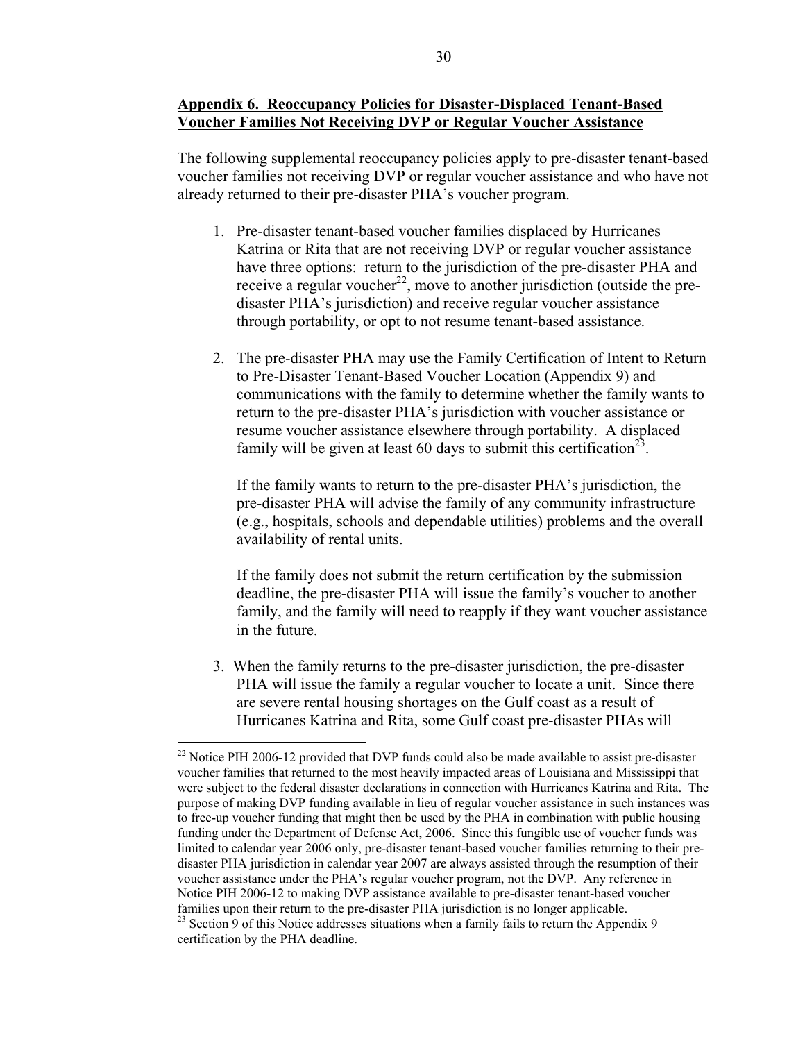**Appendix 6. Reoccupancy Policies for Disaster-Displaced Tenant-Based Voucher Families Not Receiving DVP or Regular Voucher Assistance**

The following supplemental reoccupancy policies apply to pre-disaster tenant-based voucher families not receiving DVP or regular voucher assistance and who have not already returned to their pre-disaster PHA's voucher program.

1. Pre-disaster tenant-based voucher families displaced by Hurricanes Katrina or Rita that are not receiving DVP or regular voucher assistance have three options: return to the jurisdiction of the pre-disaster PHA and receive a regular voucher[22], move to another jurisdiction (outside the pre-disaster PHA's jurisdiction) and receive regular voucher assistance through portability, or opt to not resume tenant-based assistance.

2. The pre-disaster PHA may use the Family Certification of Intent to Return to Pre-Disaster Tenant-Based Voucher Location (Appendix 9) and communications with the family to determine whether the family wants to return to the pre-disaster PHA's jurisdiction with voucher assistance or resume voucher assistance elsewhere through portability. A displaced family will be given at least 60 days to submit this certification[23].

   If the family wants to return to the pre-disaster PHA's jurisdiction, the pre-disaster PHA will advise the family of any community infrastructure (e.g., hospitals, schools and dependable utilities) problems and the overall availability of rental units.

   If the family does not submit the return certification by the submission deadline, the pre-disaster PHA will issue the family's voucher to another family, and the family will need to reapply if they want voucher assistance in the future.

3. When the family returns to the pre-disaster jurisdiction, the pre-disaster PHA will issue the family a regular voucher to locate a unit. Since there are severe rental housing shortages on the Gulf coast as a result of Hurricanes Katrina and Rita, some Gulf coast pre-disaster PHAs will

---

[22] Notice PIH 2006-12 provided that DVP funds could also be made available to assist pre-disaster voucher families that returned to the most heavily impacted areas of Louisiana and Mississippi that were subject to the federal disaster declarations in connection with Hurricanes Katrina and Rita. The purpose of making DVP funding available in lieu of regular voucher assistance in such instances was to free-up voucher funding that might then be used by the PHA in combination with public housing funding under the Department of Defense Act, 2006. Since this fungible use of voucher funds was limited to calendar year 2006 only, pre-disaster tenant-based voucher families returning to their pre-disaster PHA jurisdiction in calendar year 2007 are always assisted through the resumption of their voucher assistance under the PHA's regular voucher program, not the DVP. Any reference in Notice PIH 2006-12 to making DVP assistance available to pre-disaster tenant-based voucher families upon their return to the pre-disaster PHA jurisdiction is no longer applicable.

[23] Section 9 of this Notice addresses situations when a family fails to return the Appendix 9 certification by the PHA deadline.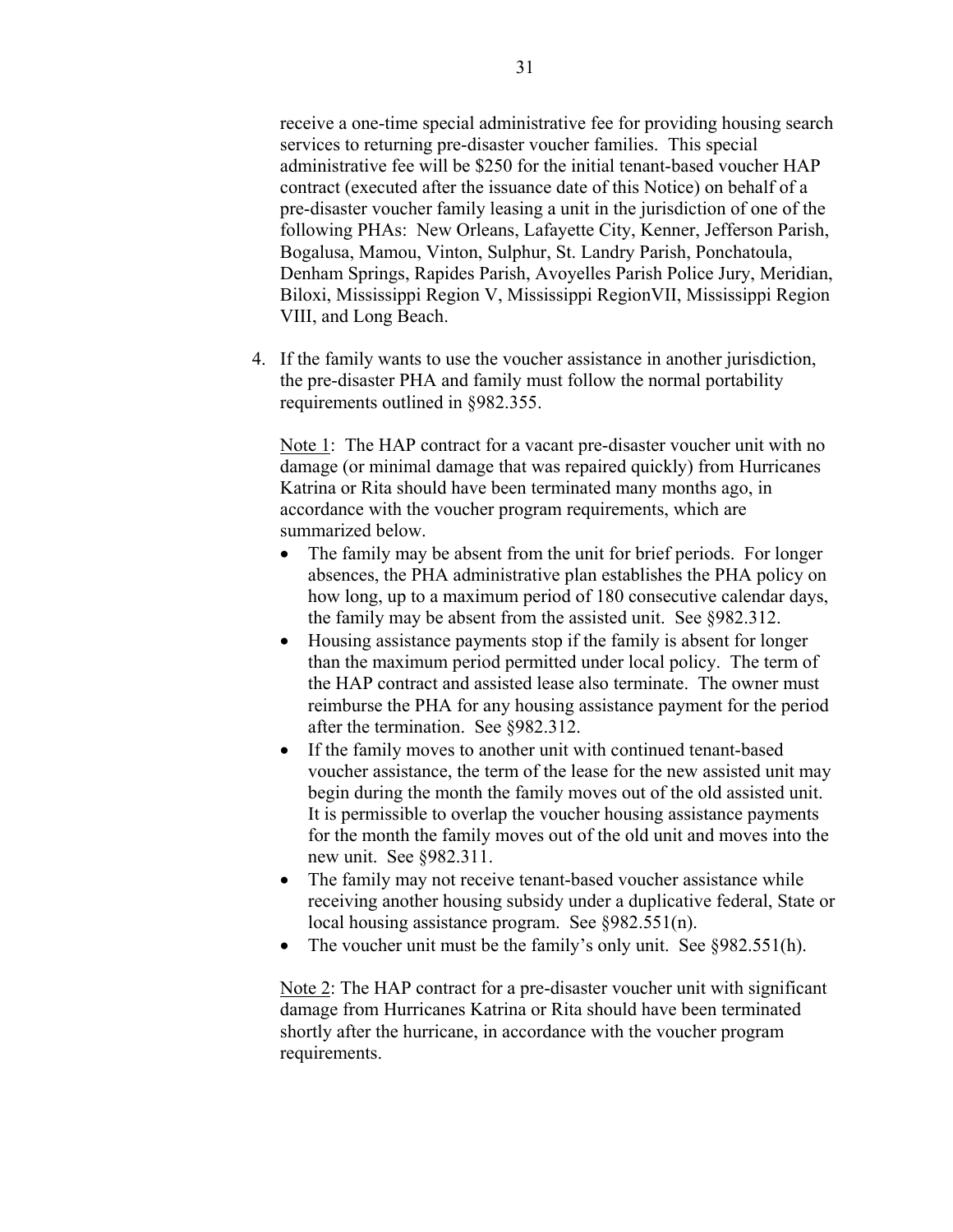receive a one-time special administrative fee for providing housing search services to returning pre-disaster voucher families. This special administrative fee will be $250 for the initial tenant-based voucher HAP contract (executed after the issuance date of this Notice) on behalf of a pre-disaster voucher family leasing a unit in the jurisdiction of one of the following PHAs: New Orleans, Lafayette City, Kenner, Jefferson Parish, Bogalusa, Mamou, Vinton, Sulphur, St. Landry Parish, Ponchatoula, Denham Springs, Rapides Parish, Avoyelles Parish Police Jury, Meridian, Biloxi, Mississippi Region V, Mississippi RegionVII, Mississippi Region VIII, and Long Beach.

4. If the family wants to use the voucher assistance in another jurisdiction, the pre-disaster PHA and family must follow the normal portability requirements outlined in §982.355.

   Note 1: The HAP contract for a vacant pre-disaster voucher unit with no damage (or minimal damage that was repaired quickly) from Hurricanes Katrina or Rita should have been terminated many months ago, in accordance with the voucher program requirements, which are summarized below.

   - The family may be absent from the unit for brief periods. For longer absences, the PHA administrative plan establishes the PHA policy on how long, up to a maximum period of 180 consecutive calendar days, the family may be absent from the assisted unit. See §982.312.
   - Housing assistance payments stop if the family is absent for longer than the maximum period permitted under local policy. The term of the HAP contract and assisted lease also terminate. The owner must reimburse the PHA for any housing assistance payment for the period after the termination. See §982.312.
   - If the family moves to another unit with continued tenant-based voucher assistance, the term of the lease for the new assisted unit may begin during the month the family moves out of the old assisted unit. It is permissible to overlap the voucher housing assistance payments for the month the family moves out of the old unit and moves into the new unit. See §982.311.
   - The family may not receive tenant-based voucher assistance while receiving another housing subsidy under a duplicative federal, State or local housing assistance program. See §982.551(n).
   - The voucher unit must be the family's only unit. See §982.551(h).

   Note 2: The HAP contract for a pre-disaster voucher unit with significant damage from Hurricanes Katrina or Rita should have been terminated shortly after the hurricane, in accordance with the voucher program requirements.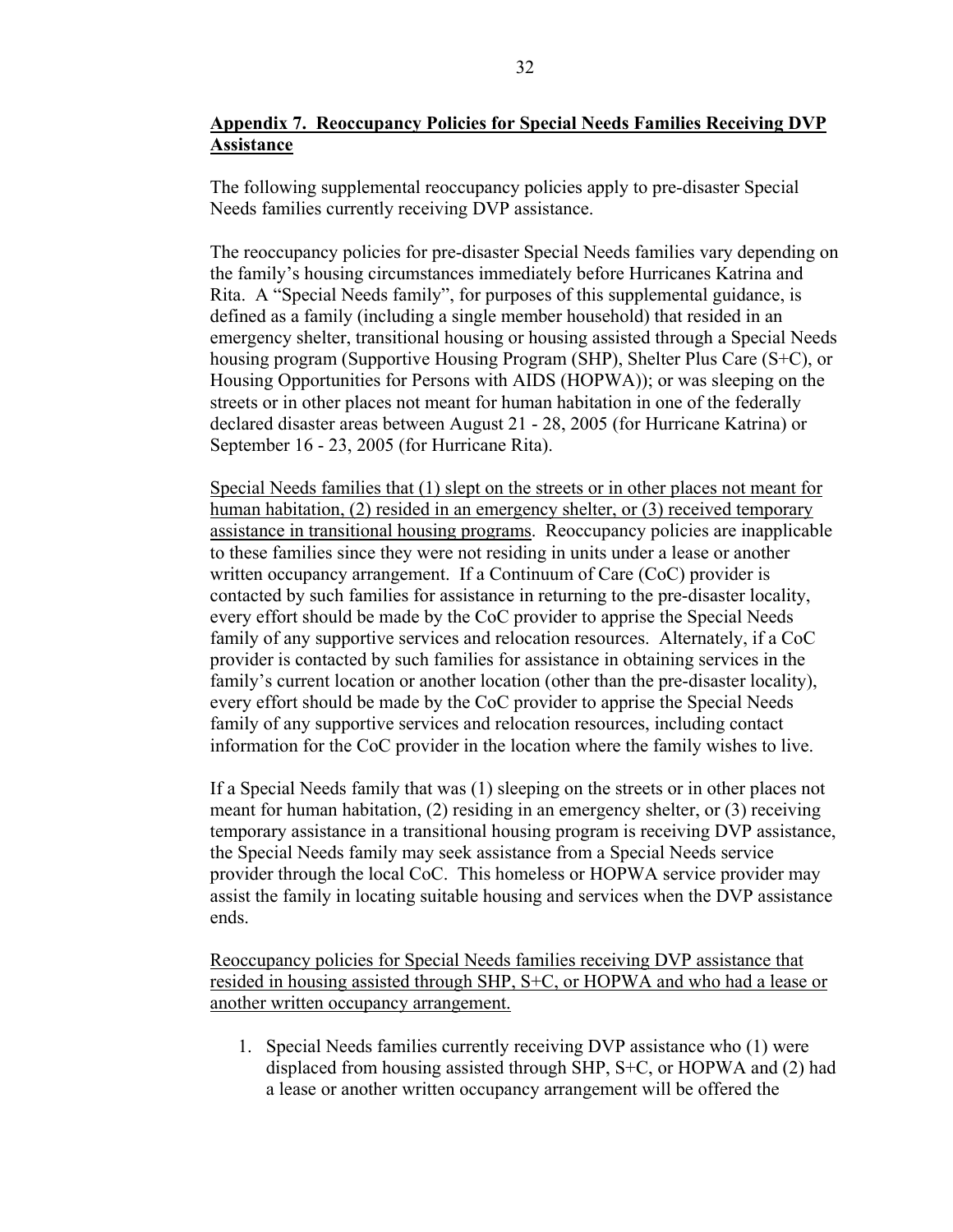## **Appendix 7. Reoccupancy Policies for Special Needs Families Receiving DVP Assistance**

The following supplemental reoccupancy policies apply to pre-disaster Special Needs families currently receiving DVP assistance.

The reoccupancy policies for pre-disaster Special Needs families vary depending on the family's housing circumstances immediately before Hurricanes Katrina and Rita. A "Special Needs family", for purposes of this supplemental guidance, is defined as a family (including a single member household) that resided in an emergency shelter, transitional housing or housing assisted through a Special Needs housing program (Supportive Housing Program (SHP), Shelter Plus Care (S+C), or Housing Opportunities for Persons with AIDS (HOPWA)); or was sleeping on the streets or in other places not meant for human habitation in one of the federally declared disaster areas between August 21 - 28, 2005 (for Hurricane Katrina) or September 16 - 23, 2005 (for Hurricane Rita).

<u>Special Needs families that (1) slept on the streets or in other places not meant for human habitation, (2) resided in an emergency shelter, or (3) received temporary assistance in transitional housing programs</u>. Reoccupancy policies are inapplicable to these families since they were not residing in units under a lease or another written occupancy arrangement. If a Continuum of Care (CoC) provider is contacted by such families for assistance in returning to the pre-disaster locality, every effort should be made by the CoC provider to apprise the Special Needs family of any supportive services and relocation resources. Alternately, if a CoC provider is contacted by such families for assistance in obtaining services in the family's current location or another location (other than the pre-disaster locality), every effort should be made by the CoC provider to apprise the Special Needs family of any supportive services and relocation resources, including contact information for the CoC provider in the location where the family wishes to live.

If a Special Needs family that was (1) sleeping on the streets or in other places not meant for human habitation, (2) residing in an emergency shelter, or (3) receiving temporary assistance in a transitional housing program is receiving DVP assistance, the Special Needs family may seek assistance from a Special Needs service provider through the local CoC. This homeless or HOPWA service provider may assist the family in locating suitable housing and services when the DVP assistance ends.

<u>Reoccupancy policies for Special Needs families receiving DVP assistance that resided in housing assisted through SHP, S+C, or HOPWA and who had a lease or another written occupancy arrangement.</u>

1. Special Needs families currently receiving DVP assistance who (1) were displaced from housing assisted through SHP, S+C, or HOPWA and (2) had a lease or another written occupancy arrangement will be offered the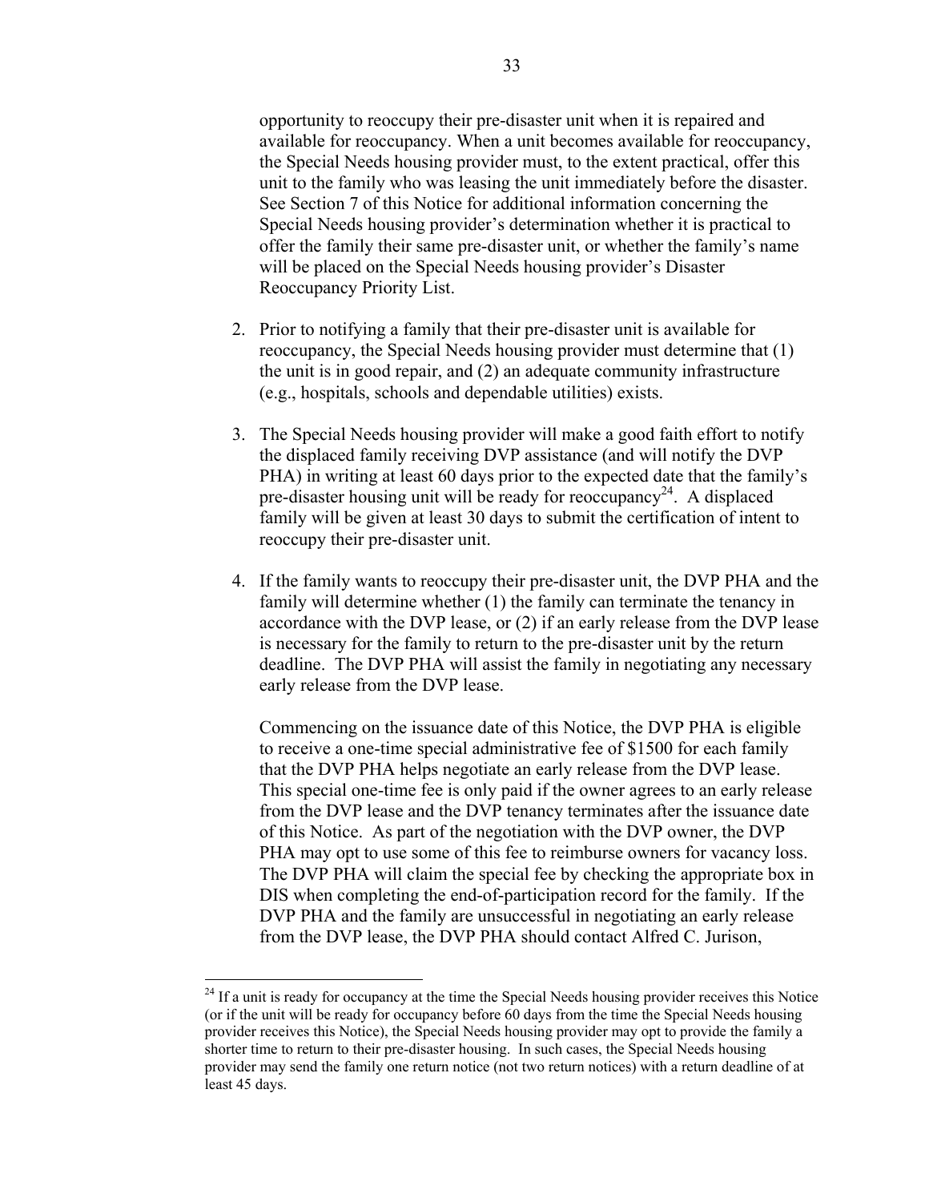opportunity to reoccupy their pre-disaster unit when it is repaired and available for reoccupancy. When a unit becomes available for reoccupancy, the Special Needs housing provider must, to the extent practical, offer this unit to the family who was leasing the unit immediately before the disaster. See Section 7 of this Notice for additional information concerning the Special Needs housing provider's determination whether it is practical to offer the family their same pre-disaster unit, or whether the family's name will be placed on the Special Needs housing provider's Disaster Reoccupancy Priority List.

2. Prior to notifying a family that their pre-disaster unit is available for reoccupancy, the Special Needs housing provider must determine that (1) the unit is in good repair, and (2) an adequate community infrastructure (e.g., hospitals, schools and dependable utilities) exists.

3. The Special Needs housing provider will make a good faith effort to notify the displaced family receiving DVP assistance (and will notify the DVP PHA) in writing at least 60 days prior to the expected date that the family's pre-disaster housing unit will be ready for reoccupancy[24]. A displaced family will be given at least 30 days to submit the certification of intent to reoccupy their pre-disaster unit.

4. If the family wants to reoccupy their pre-disaster unit, the DVP PHA and the family will determine whether (1) the family can terminate the tenancy in accordance with the DVP lease, or (2) if an early release from the DVP lease is necessary for the family to return to the pre-disaster unit by the return deadline. The DVP PHA will assist the family in negotiating any necessary early release from the DVP lease.

   Commencing on the issuance date of this Notice, the DVP PHA is eligible to receive a one-time special administrative fee of $1500 for each family that the DVP PHA helps negotiate an early release from the DVP lease. This special one-time fee is only paid if the owner agrees to an early release from the DVP lease and the DVP tenancy terminates after the issuance date of this Notice. As part of the negotiation with the DVP owner, the DVP PHA may opt to use some of this fee to reimburse owners for vacancy loss. The DVP PHA will claim the special fee by checking the appropriate box in DIS when completing the end-of-participation record for the family. If the DVP PHA and the family are unsuccessful in negotiating an early release from the DVP lease, the DVP PHA should contact Alfred C. Jurison,

---

[24] If a unit is ready for occupancy at the time the Special Needs housing provider receives this Notice (or if the unit will be ready for occupancy before 60 days from the time the Special Needs housing provider receives this Notice), the Special Needs housing provider may opt to provide the family a shorter time to return to their pre-disaster housing. In such cases, the Special Needs housing provider may send the family one return notice (not two return notices) with a return deadline of at least 45 days.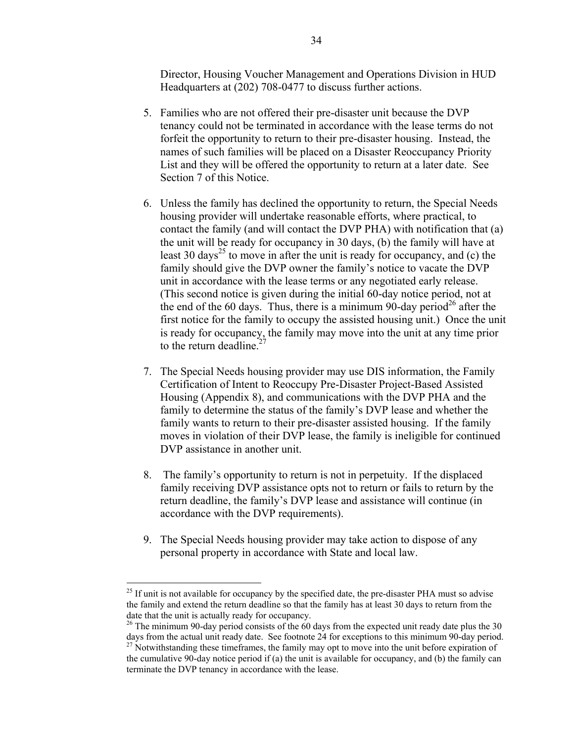Director, Housing Voucher Management and Operations Division in HUD Headquarters at (202) 708-0477 to discuss further actions.

5. Families who are not offered their pre-disaster unit because the DVP tenancy could not be terminated in accordance with the lease terms do not forfeit the opportunity to return to their pre-disaster housing. Instead, the names of such families will be placed on a Disaster Reoccupancy Priority List and they will be offered the opportunity to return at a later date. See Section 7 of this Notice.

6. Unless the family has declined the opportunity to return, the Special Needs housing provider will undertake reasonable efforts, where practical, to contact the family (and will contact the DVP PHA) with notification that (a) the unit will be ready for occupancy in 30 days, (b) the family will have at least 30 days[25] to move in after the unit is ready for occupancy, and (c) the family should give the DVP owner the family's notice to vacate the DVP unit in accordance with the lease terms or any negotiated early release. (This second notice is given during the initial 60-day notice period, not at the end of the 60 days. Thus, there is a minimum 90-day period[26] after the first notice for the family to occupy the assisted housing unit.) Once the unit is ready for occupancy, the family may move into the unit at any time prior to the return deadline.[27]

7. The Special Needs housing provider may use DIS information, the Family Certification of Intent to Reoccupy Pre-Disaster Project-Based Assisted Housing (Appendix 8), and communications with the DVP PHA and the family to determine the status of the family's DVP lease and whether the family wants to return to their pre-disaster assisted housing. If the family moves in violation of their DVP lease, the family is ineligible for continued DVP assistance in another unit.

8. The family's opportunity to return is not in perpetuity. If the displaced family receiving DVP assistance opts not to return or fails to return by the return deadline, the family's DVP lease and assistance will continue (in accordance with the DVP requirements).

9. The Special Needs housing provider may take action to dispose of any personal property in accordance with State and local law.

---

[25] If unit is not available for occupancy by the specified date, the pre-disaster PHA must so advise the family and extend the return deadline so that the family has at least 30 days to return from the date that the unit is actually ready for occupancy.

[26] The minimum 90-day period consists of the 60 days from the expected unit ready date plus the 30 days from the actual unit ready date. See footnote 24 for exceptions to this minimum 90-day period.

[27] Notwithstanding these timeframes, the family may opt to move into the unit before expiration of the cumulative 90-day notice period if (a) the unit is available for occupancy, and (b) the family can terminate the DVP tenancy in accordance with the lease.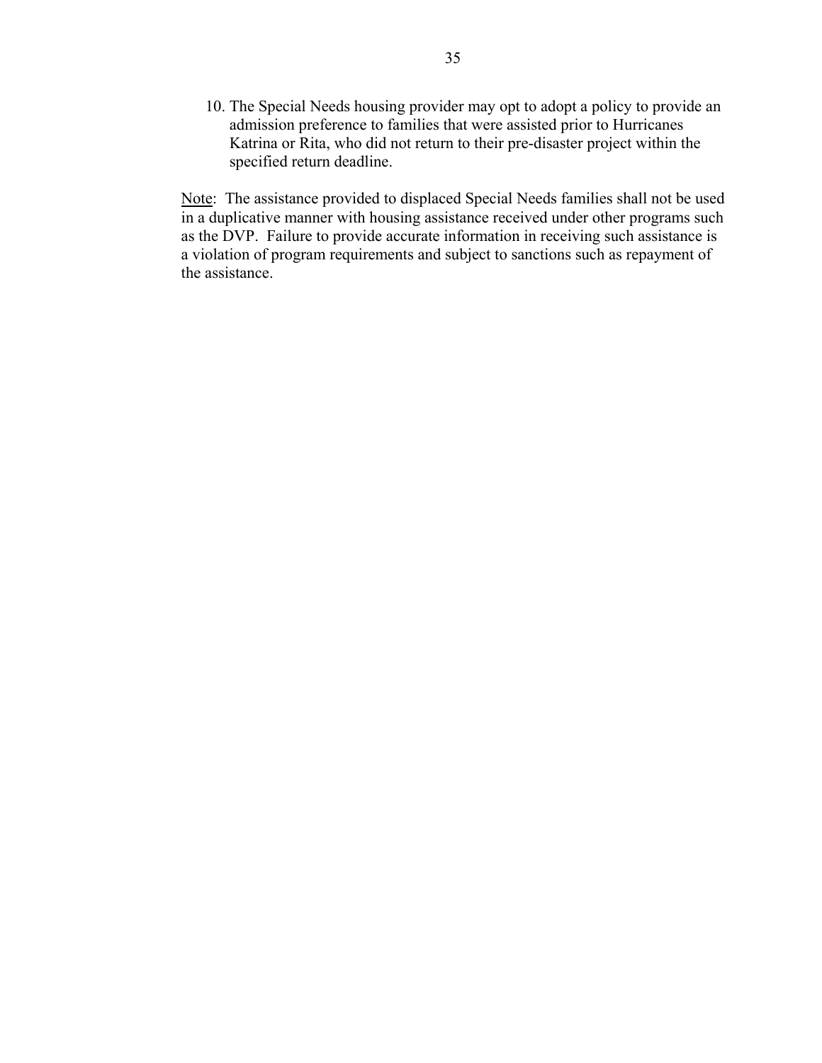10. The Special Needs housing provider may opt to adopt a policy to provide an admission preference to families that were assisted prior to Hurricanes Katrina or Rita, who did not return to their pre-disaster project within the specified return deadline.

<u>Note</u>: The assistance provided to displaced Special Needs families shall not be used in a duplicative manner with housing assistance received under other programs such as the DVP. Failure to provide accurate information in receiving such assistance is a violation of program requirements and subject to sanctions such as repayment of the assistance.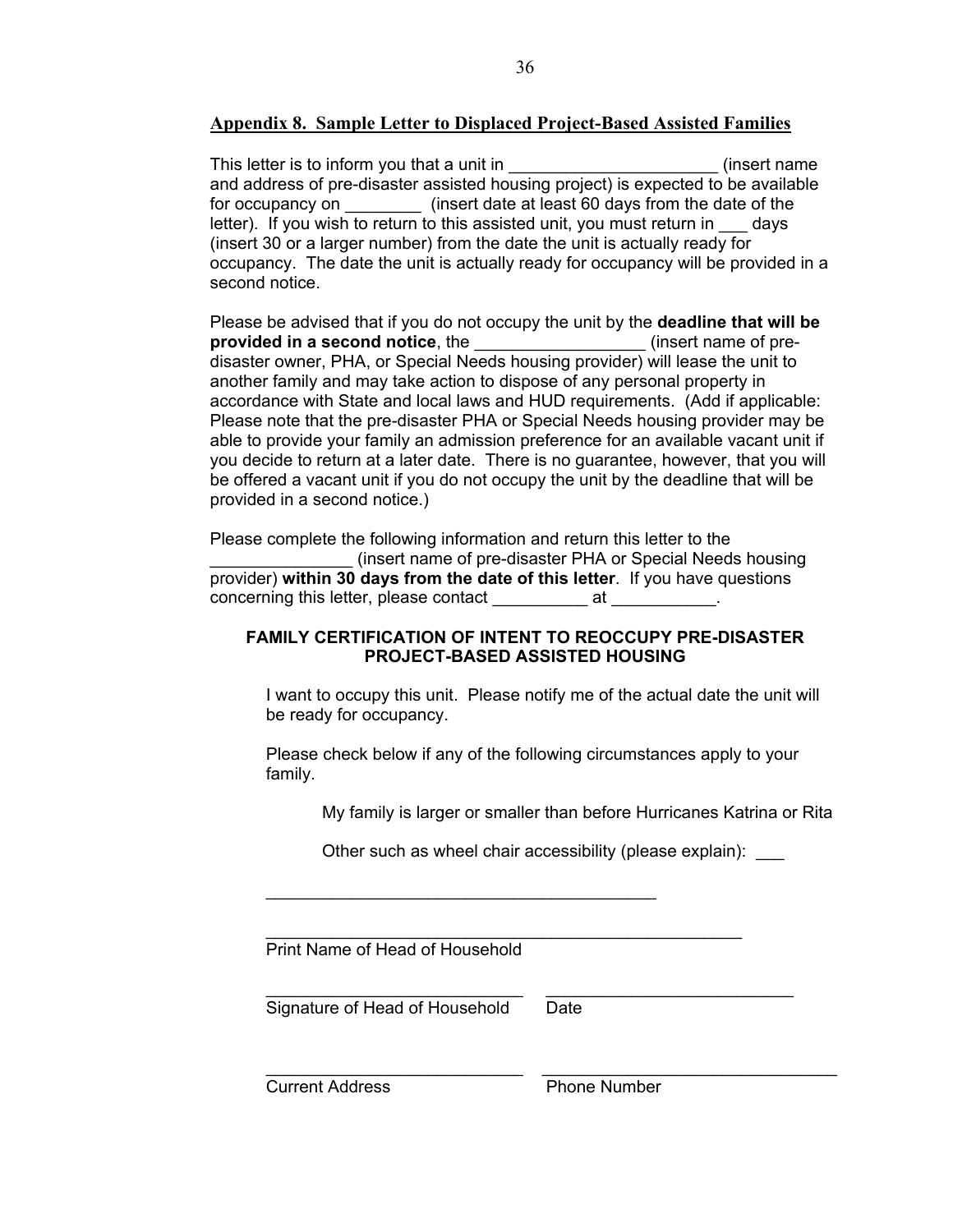## Appendix 8. Sample Letter to Displaced Project-Based Assisted Families

This letter is to inform you that a unit in ______________________ (insert name and address of pre-disaster assisted housing project) is expected to be available for occupancy on ________ (insert date at least 60 days from the date of the letter). If you wish to return to this assisted unit, you must return in ___ days (insert 30 or a larger number) from the date the unit is actually ready for occupancy. The date the unit is actually ready for occupancy will be provided in a second notice.

Please be advised that if you do not occupy the unit by the **deadline that will be provided in a second notice**, the __________________ (insert name of pre-disaster owner, PHA, or Special Needs housing provider) will lease the unit to another family and may take action to dispose of any personal property in accordance with State and local laws and HUD requirements. (Add if applicable: Please note that the pre-disaster PHA or Special Needs housing provider may be able to provide your family an admission preference for an available vacant unit if you decide to return at a later date. There is no guarantee, however, that you will be offered a vacant unit if you do not occupy the unit by the deadline that will be provided in a second notice.)

Please complete the following information and return this letter to the _______________ (insert name of pre-disaster PHA or Special Needs housing provider) **within 30 days from the date of this letter**. If you have questions concerning this letter, please contact __________ at ___________.

**FAMILY CERTIFICATION OF INTENT TO REOCCUPY PRE-DISASTER PROJECT-BASED ASSISTED HOUSING**

I want to occupy this unit. Please notify me of the actual date the unit will be ready for occupancy.

Please check below if any of the following circumstances apply to your family.

My family is larger or smaller than before Hurricanes Katrina or Rita

Other such as wheel chair accessibility (please explain): ___

__________________________________________

____________________________________________________
Print Name of Head of Household

____________________________ __________________________
Signature of Head of Household Date

____________________________ ________________________________
Current Address Phone Number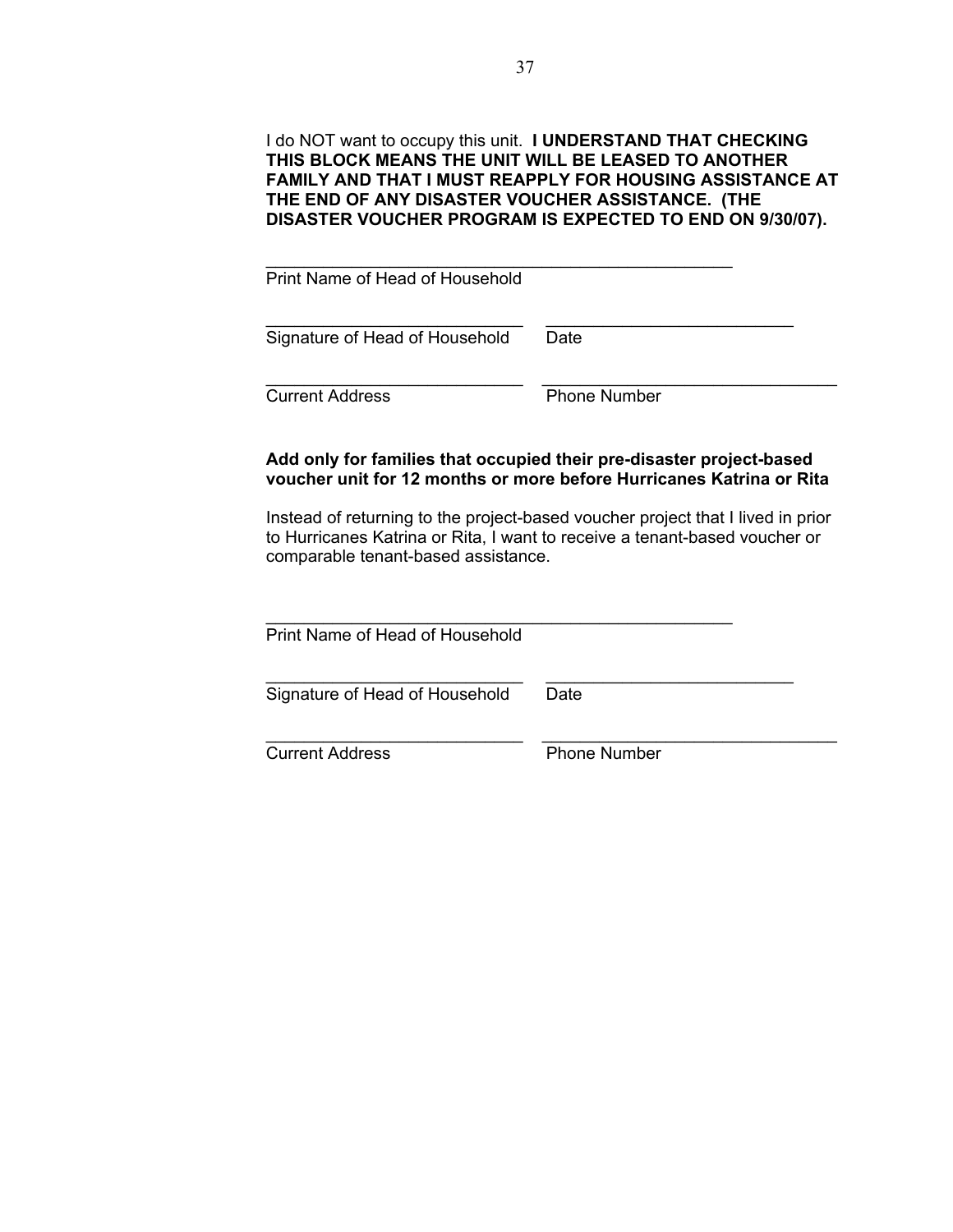I do NOT want to occupy this unit. **I UNDERSTAND THAT CHECKING THIS BLOCK MEANS THE UNIT WILL BE LEASED TO ANOTHER FAMILY AND THAT I MUST REAPPLY FOR HOUSING ASSISTANCE AT THE END OF ANY DISASTER VOUCHER ASSISTANCE. (THE DISASTER VOUCHER PROGRAM IS EXPECTED TO END ON 9/30/07).**

_____________________________________________________
Print Name of Head of Household

_____________________________ ____________________________
Signature of Head of Household Date

_____________________________ _________________________________
Current Address Phone Number

**Add only for families that occupied their pre-disaster project-based voucher unit for 12 months or more before Hurricanes Katrina or Rita**

Instead of returning to the project-based voucher project that I lived in prior to Hurricanes Katrina or Rita, I want to receive a tenant-based voucher or comparable tenant-based assistance.

_____________________________________________________
Print Name of Head of Household

_____________________________ ____________________________
Signature of Head of Household Date

_____________________________ _________________________________
Current Address Phone Number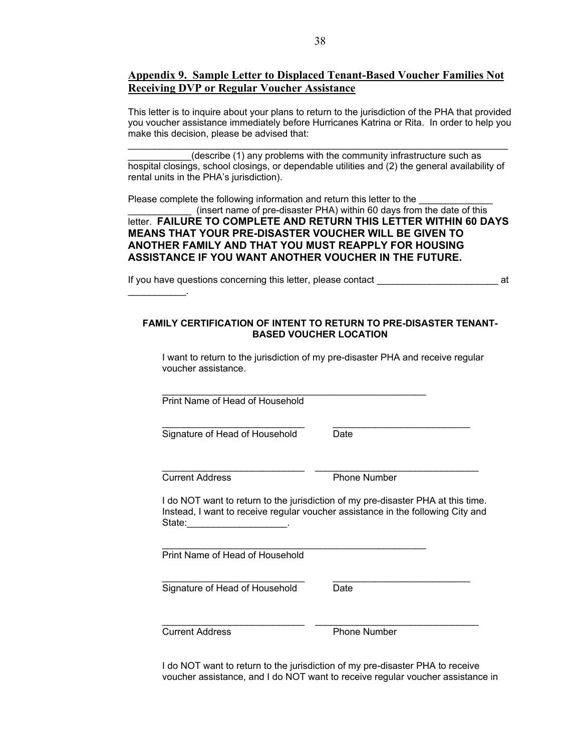## Appendix 9. Sample Letter to Displaced Tenant-Based Voucher Families Not Receiving DVP or Regular Voucher Assistance

This letter is to inquire about your plans to return to the jurisdiction of the PHA that provided you voucher assistance immediately before Hurricanes Katrina or Rita. In order to help you make this decision, please be advised that:

______________________________________________________________________________
____________(describe (1) any problems with the community infrastructure such as hospital closings, school closings, or dependable utilities and (2) the general availability of rental units in the PHA's jurisdiction).

Please complete the following information and return this letter to the ______________ ____________ (insert name of pre-disaster PHA) within 60 days from the date of this letter. **FAILURE TO COMPLETE AND RETURN THIS LETTER WITHIN 60 DAYS MEANS THAT YOUR PRE-DISASTER VOUCHER WILL BE GIVEN TO ANOTHER FAMILY AND THAT YOU MUST REAPPLY FOR HOUSING ASSISTANCE IF YOU WANT ANOTHER VOUCHER IN THE FUTURE.**

If you have questions concerning this letter, please contact _______________________ at ___________.

**FAMILY CERTIFICATION OF INTENT TO RETURN TO PRE-DISASTER TENANT-BASED VOUCHER LOCATION**

I want to return to the jurisdiction of my pre-disaster PHA and receive regular voucher assistance.

_____________________________________________________
Print Name of Head of Household

____________________________ ___________________________
Signature of Head of Household Date

____________________________ ________________________________
Current Address Phone Number

I do NOT want to return to the jurisdiction of my pre-disaster PHA at this time. Instead, I want to receive regular voucher assistance in the following City and State:___________________.

_____________________________________________________
Print Name of Head of Household

____________________________ ___________________________
Signature of Head of Household Date

____________________________ ________________________________
Current Address Phone Number

I do NOT want to return to the jurisdiction of my pre-disaster PHA to receive voucher assistance, and I do NOT want to receive regular voucher assistance in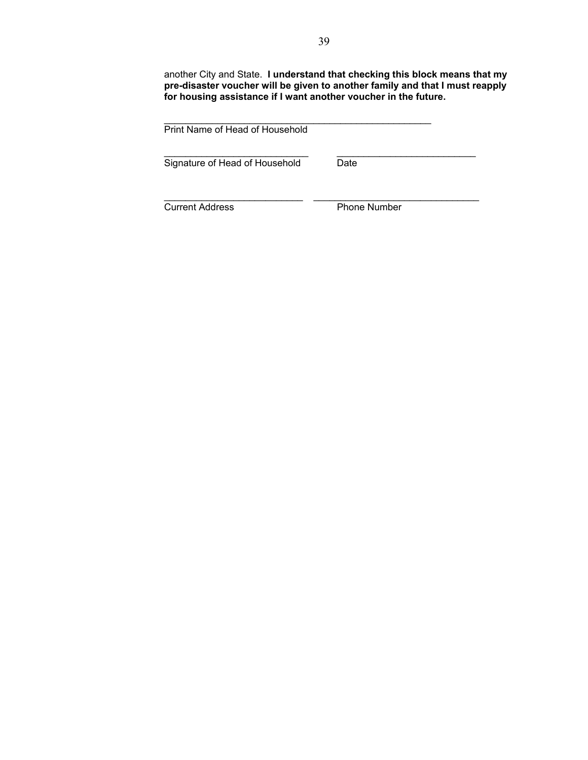another City and State. **I understand that checking this block means that my pre-disaster voucher will be given to another family and that I must reapply for housing assistance if I want another voucher in the future.**

_____________________________________________________

Print Name of Head of Household

____________________________ ____________________________

Signature of Head of Household Date

___________________________ ________________________________

Current Address Phone Number